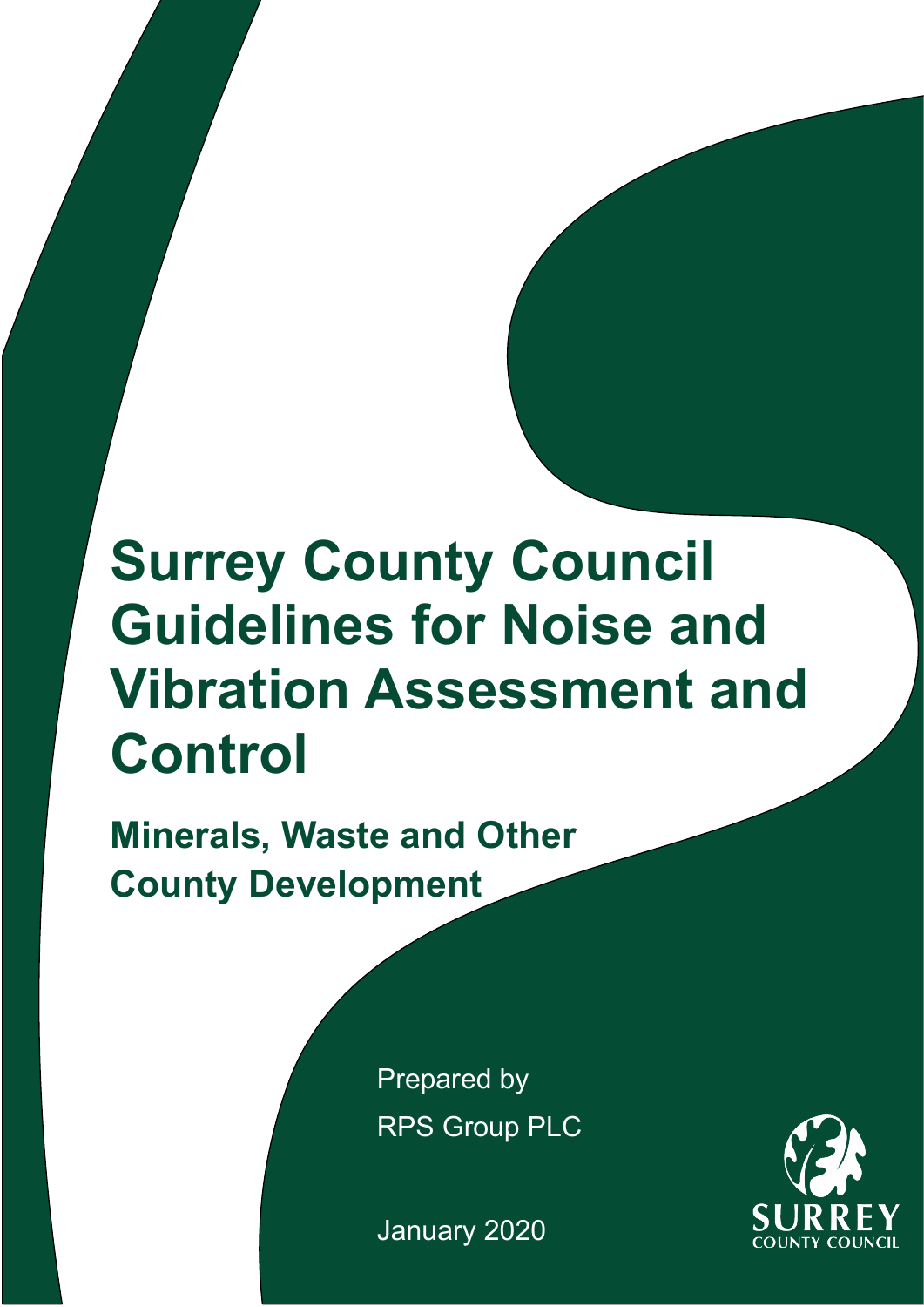# Surrey County Council Guidelines for Noise and Vibration Assessment and Control

## Minerals, Waste and Other County Development

Prepared by
RPS Group PLC

January 2020

SURREY
COUNTY COUNCIL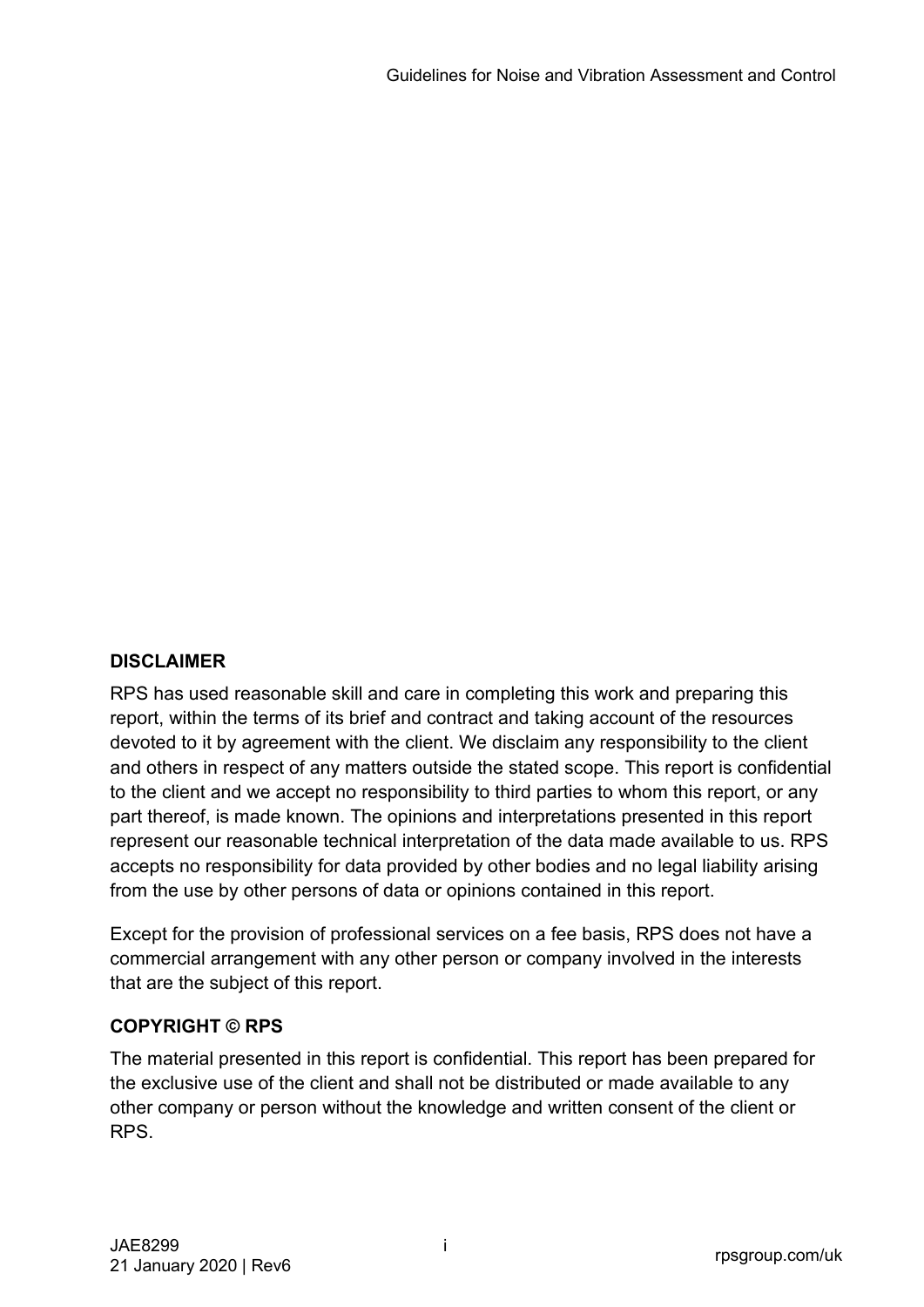**DISCLAIMER**

RPS has used reasonable skill and care in completing this work and preparing this report, within the terms of its brief and contract and taking account of the resources devoted to it by agreement with the client. We disclaim any responsibility to the client and others in respect of any matters outside the stated scope. This report is confidential to the client and we accept no responsibility to third parties to whom this report, or any part thereof, is made known. The opinions and interpretations presented in this report represent our reasonable technical interpretation of the data made available to us. RPS accepts no responsibility for data provided by other bodies and no legal liability arising from the use by other persons of data or opinions contained in this report.

Except for the provision of professional services on a fee basis, RPS does not have a commercial arrangement with any other person or company involved in the interests that are the subject of this report.

**COPYRIGHT © RPS**

The material presented in this report is confidential. This report has been prepared for the exclusive use of the client and shall not be distributed or made available to any other company or person without the knowledge and written consent of the client or RPS.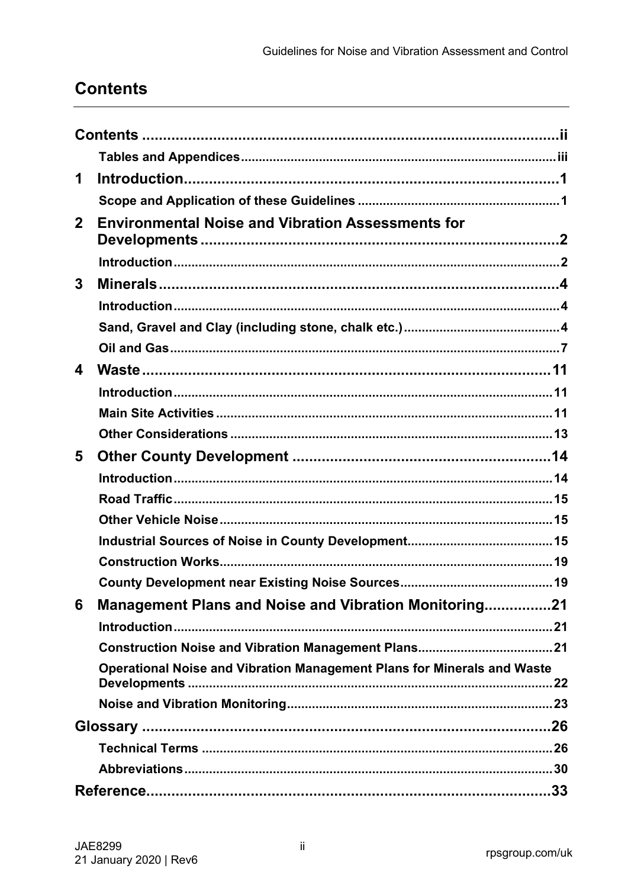# Contents

**Contents** ....................................................................................................ii

**Tables and Appendices** ......................................................................................iii

**1 Introduction** ........................................................................................1

**Scope and Application of these Guidelines** ........................................................1

**2 Environmental Noise and Vibration Assessments for Developments** ....................................................................................2

**Introduction** ..........................................................................................2

**3 Minerals** ................................................................................................4

**Introduction** ..........................................................................................4

**Sand, Gravel and Clay (including stone, chalk etc.)** ............................................4

**Oil and Gas** ..........................................................................................7

**4 Waste** ..................................................................................................11

**Introduction** ..........................................................................................11

**Main Site Activities** ..................................................................................11

**Other Considerations** ..............................................................................13

**5 Other County Development** ..................................................................14

**Introduction** ..........................................................................................14

**Road Traffic** ..........................................................................................15

**Other Vehicle Noise** ..................................................................................15

**Industrial Sources of Noise in County Development** .........................................15

**Construction Works** ..................................................................................19

**County Development near Existing Noise Sources** ...........................................19

**6 Management Plans and Noise and Vibration Monitoring** ...............21

**Introduction** ..........................................................................................21

**Construction Noise and Vibration Management Plans** ......................................21

**Operational Noise and Vibration Management Plans for Minerals and Waste Developments** ..........................................................................................22

**Noise and Vibration Monitoring** ..................................................................23

**Glossary** ..................................................................................................26

**Technical Terms** ......................................................................................26

**Abbreviations** ..........................................................................................30

**Reference** ..................................................................................................33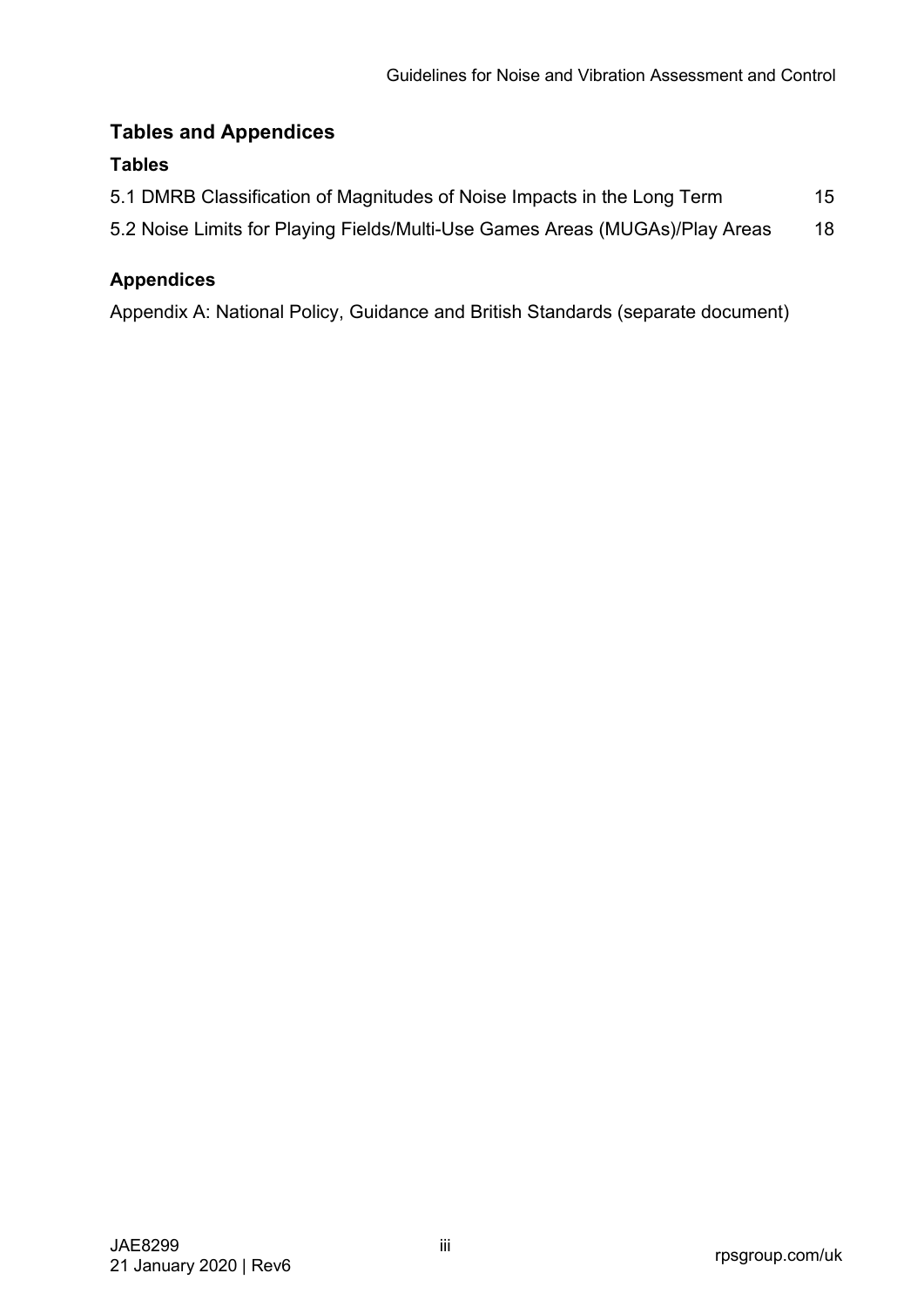## Tables and Appendices

### Tables

5.1 DMRB Classification of Magnitudes of Noise Impacts in the Long Term 15

5.2 Noise Limits for Playing Fields/Multi-Use Games Areas (MUGAs)/Play Areas 18

### Appendices

Appendix A: National Policy, Guidance and British Standards (separate document)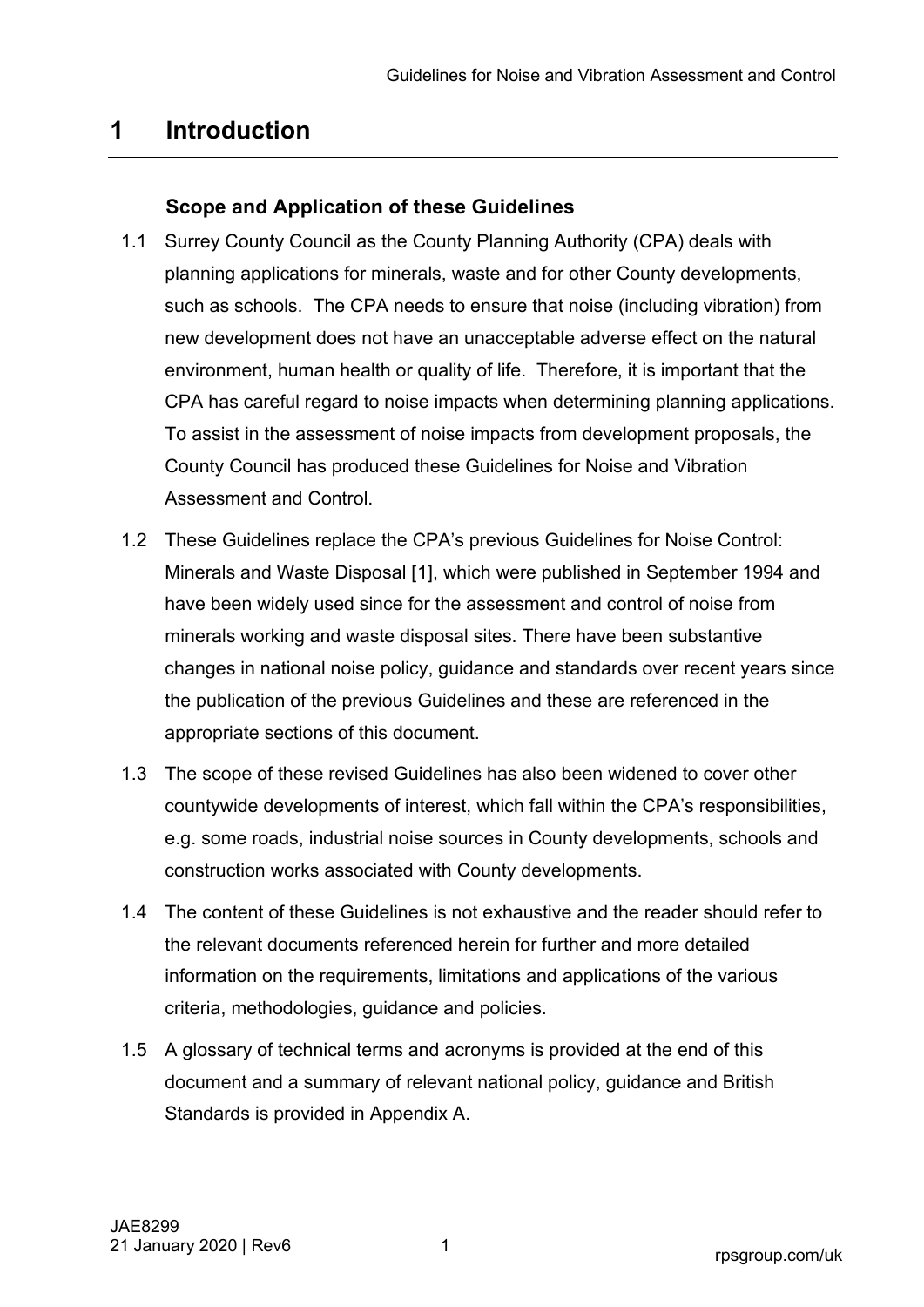# 1 Introduction

### Scope and Application of these Guidelines

1.1 Surrey County Council as the County Planning Authority (CPA) deals with planning applications for minerals, waste and for other County developments, such as schools. The CPA needs to ensure that noise (including vibration) from new development does not have an unacceptable adverse effect on the natural environment, human health or quality of life. Therefore, it is important that the CPA has careful regard to noise impacts when determining planning applications. To assist in the assessment of noise impacts from development proposals, the County Council has produced these Guidelines for Noise and Vibration Assessment and Control.

1.2 These Guidelines replace the CPA's previous Guidelines for Noise Control: Minerals and Waste Disposal [1], which were published in September 1994 and have been widely used since for the assessment and control of noise from minerals working and waste disposal sites. There have been substantive changes in national noise policy, guidance and standards over recent years since the publication of the previous Guidelines and these are referenced in the appropriate sections of this document.

1.3 The scope of these revised Guidelines has also been widened to cover other countywide developments of interest, which fall within the CPA's responsibilities, e.g. some roads, industrial noise sources in County developments, schools and construction works associated with County developments.

1.4 The content of these Guidelines is not exhaustive and the reader should refer to the relevant documents referenced herein for further and more detailed information on the requirements, limitations and applications of the various criteria, methodologies, guidance and policies.

1.5 A glossary of technical terms and acronyms is provided at the end of this document and a summary of relevant national policy, guidance and British Standards is provided in Appendix A.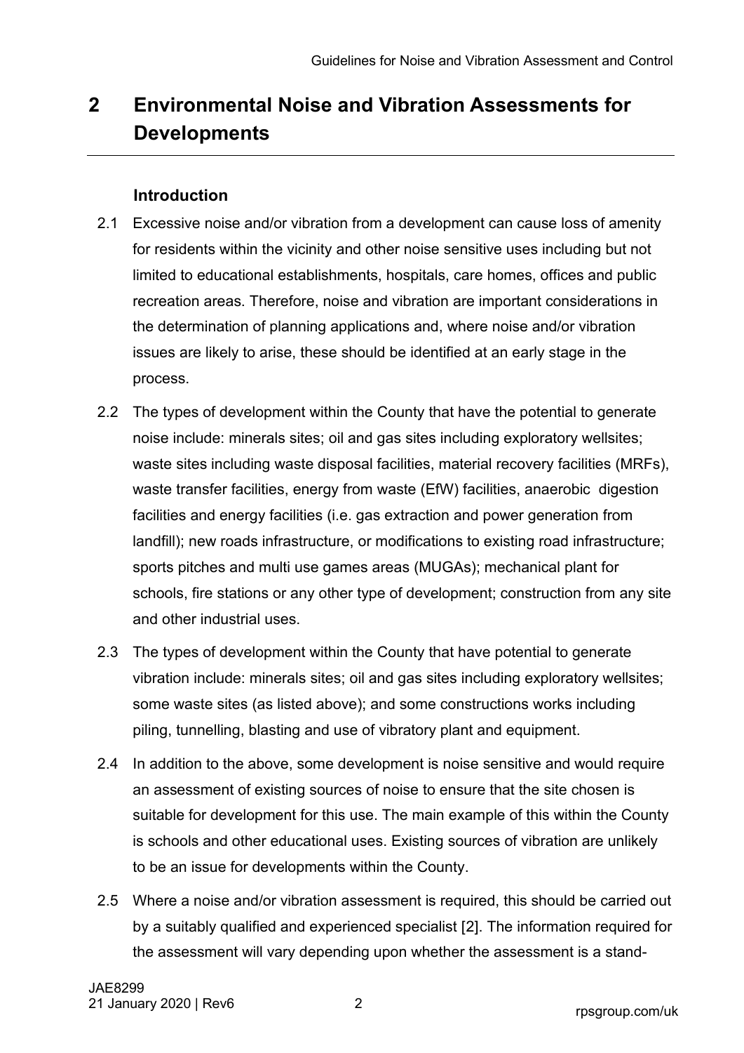# 2 Environmental Noise and Vibration Assessments for Developments

### Introduction

2.1 Excessive noise and/or vibration from a development can cause loss of amenity for residents within the vicinity and other noise sensitive uses including but not limited to educational establishments, hospitals, care homes, offices and public recreation areas. Therefore, noise and vibration are important considerations in the determination of planning applications and, where noise and/or vibration issues are likely to arise, these should be identified at an early stage in the process.

2.2 The types of development within the County that have the potential to generate noise include: minerals sites; oil and gas sites including exploratory wellsites; waste sites including waste disposal facilities, material recovery facilities (MRFs), waste transfer facilities, energy from waste (EfW) facilities, anaerobic digestion facilities and energy facilities (i.e. gas extraction and power generation from landfill); new roads infrastructure, or modifications to existing road infrastructure; sports pitches and multi use games areas (MUGAs); mechanical plant for schools, fire stations or any other type of development; construction from any site and other industrial uses.

2.3 The types of development within the County that have potential to generate vibration include: minerals sites; oil and gas sites including exploratory wellsites; some waste sites (as listed above); and some constructions works including piling, tunnelling, blasting and use of vibratory plant and equipment.

2.4 In addition to the above, some development is noise sensitive and would require an assessment of existing sources of noise to ensure that the site chosen is suitable for development for this use. The main example of this within the County is schools and other educational uses. Existing sources of vibration are unlikely to be an issue for developments within the County.

2.5 Where a noise and/or vibration assessment is required, this should be carried out by a suitably qualified and experienced specialist [2]. The information required for the assessment will vary depending upon whether the assessment is a stand-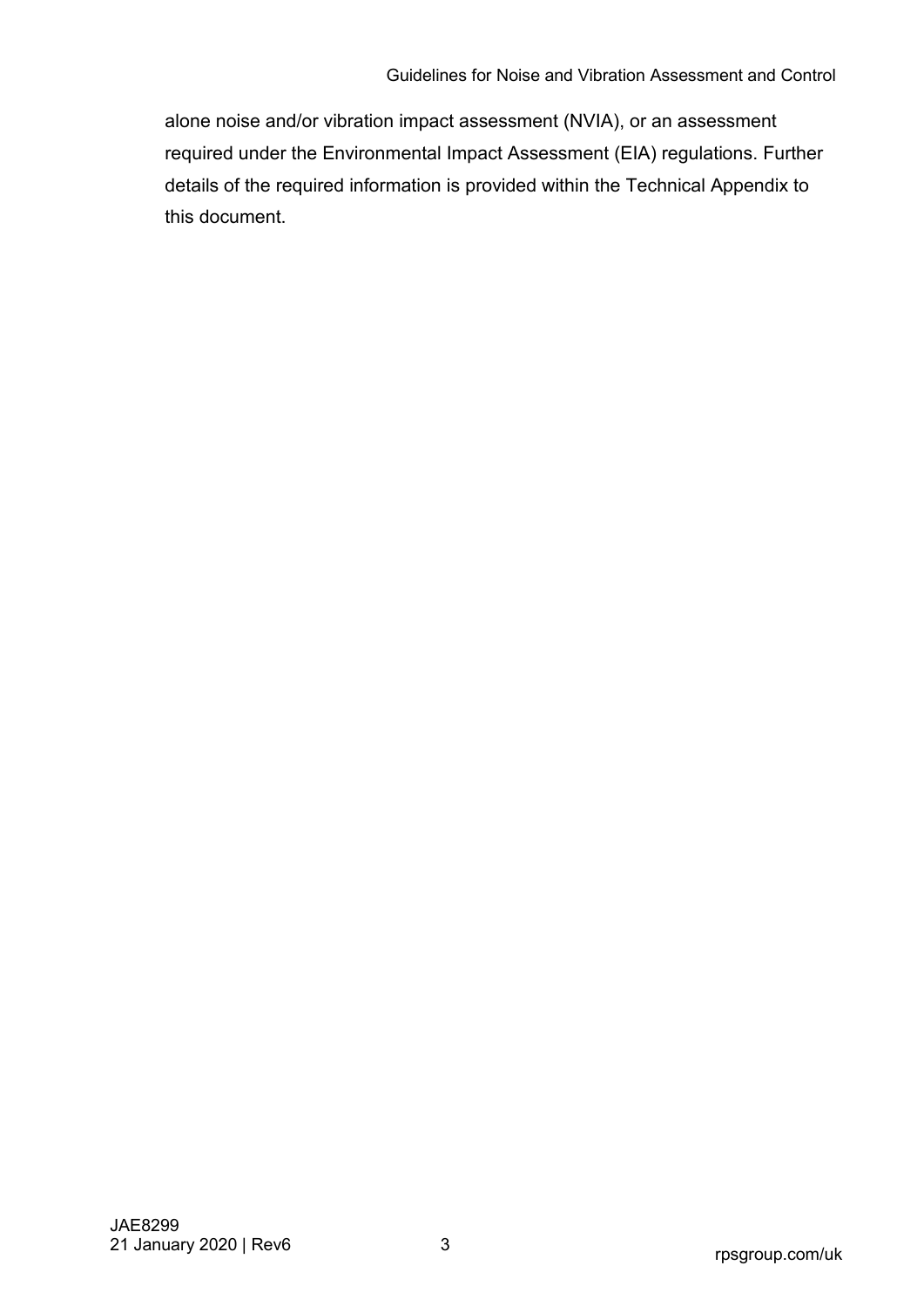alone noise and/or vibration impact assessment (NVIA), or an assessment required under the Environmental Impact Assessment (EIA) regulations. Further details of the required information is provided within the Technical Appendix to this document.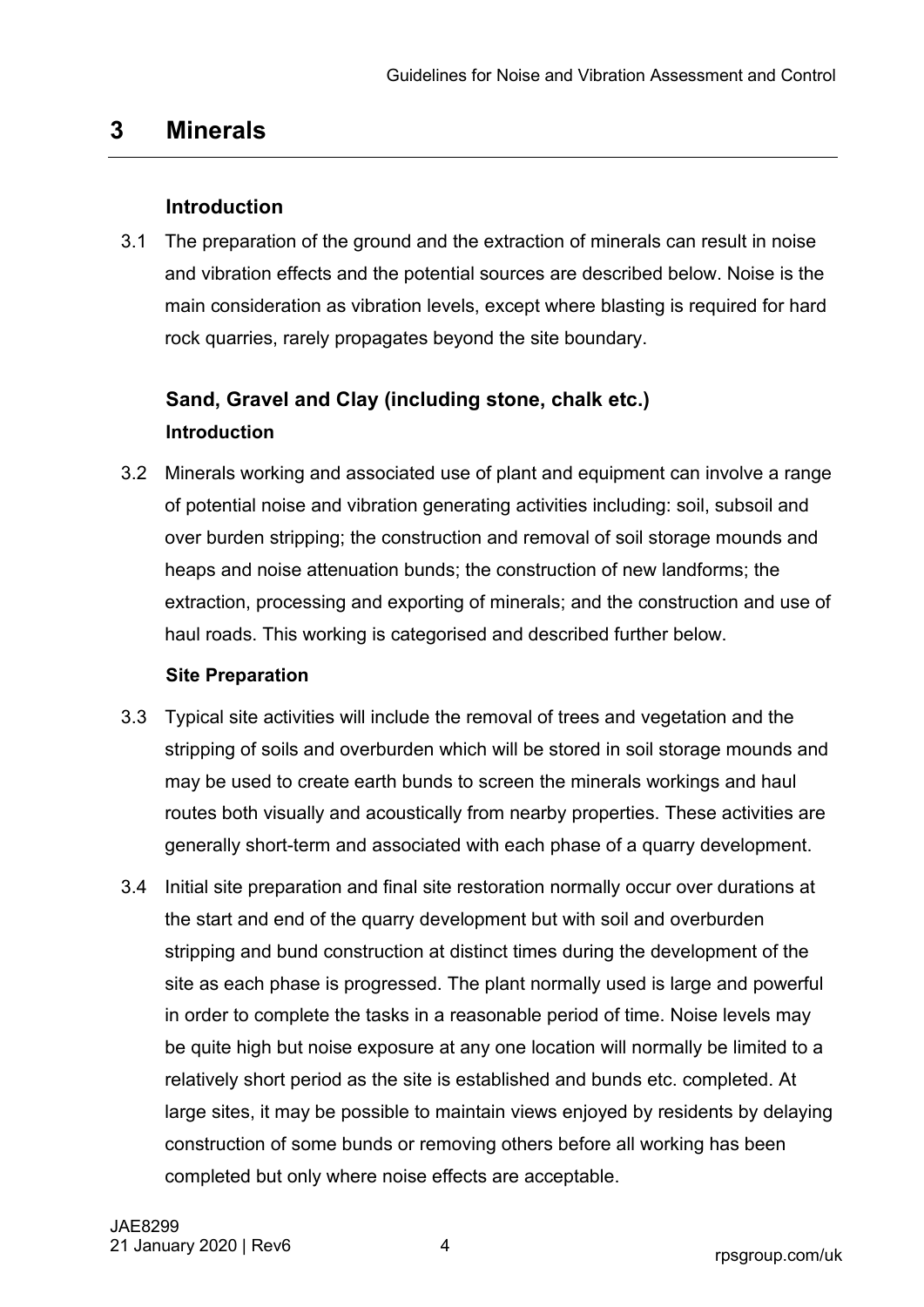# 3 Minerals

### Introduction

3.1 The preparation of the ground and the extraction of minerals can result in noise and vibration effects and the potential sources are described below. Noise is the main consideration as vibration levels, except where blasting is required for hard rock quarries, rarely propagates beyond the site boundary.

### Sand, Gravel and Clay (including stone, chalk etc.)

#### Introduction

3.2 Minerals working and associated use of plant and equipment can involve a range of potential noise and vibration generating activities including: soil, subsoil and over burden stripping; the construction and removal of soil storage mounds and heaps and noise attenuation bunds; the construction of new landforms; the extraction, processing and exporting of minerals; and the construction and use of haul roads. This working is categorised and described further below.

#### Site Preparation

3.3 Typical site activities will include the removal of trees and vegetation and the stripping of soils and overburden which will be stored in soil storage mounds and may be used to create earth bunds to screen the minerals workings and haul routes both visually and acoustically from nearby properties. These activities are generally short-term and associated with each phase of a quarry development.

3.4 Initial site preparation and final site restoration normally occur over durations at the start and end of the quarry development but with soil and overburden stripping and bund construction at distinct times during the development of the site as each phase is progressed. The plant normally used is large and powerful in order to complete the tasks in a reasonable period of time. Noise levels may be quite high but noise exposure at any one location will normally be limited to a relatively short period as the site is established and bunds etc. completed. At large sites, it may be possible to maintain views enjoyed by residents by delaying construction of some bunds or removing others before all working has been completed but only where noise effects are acceptable.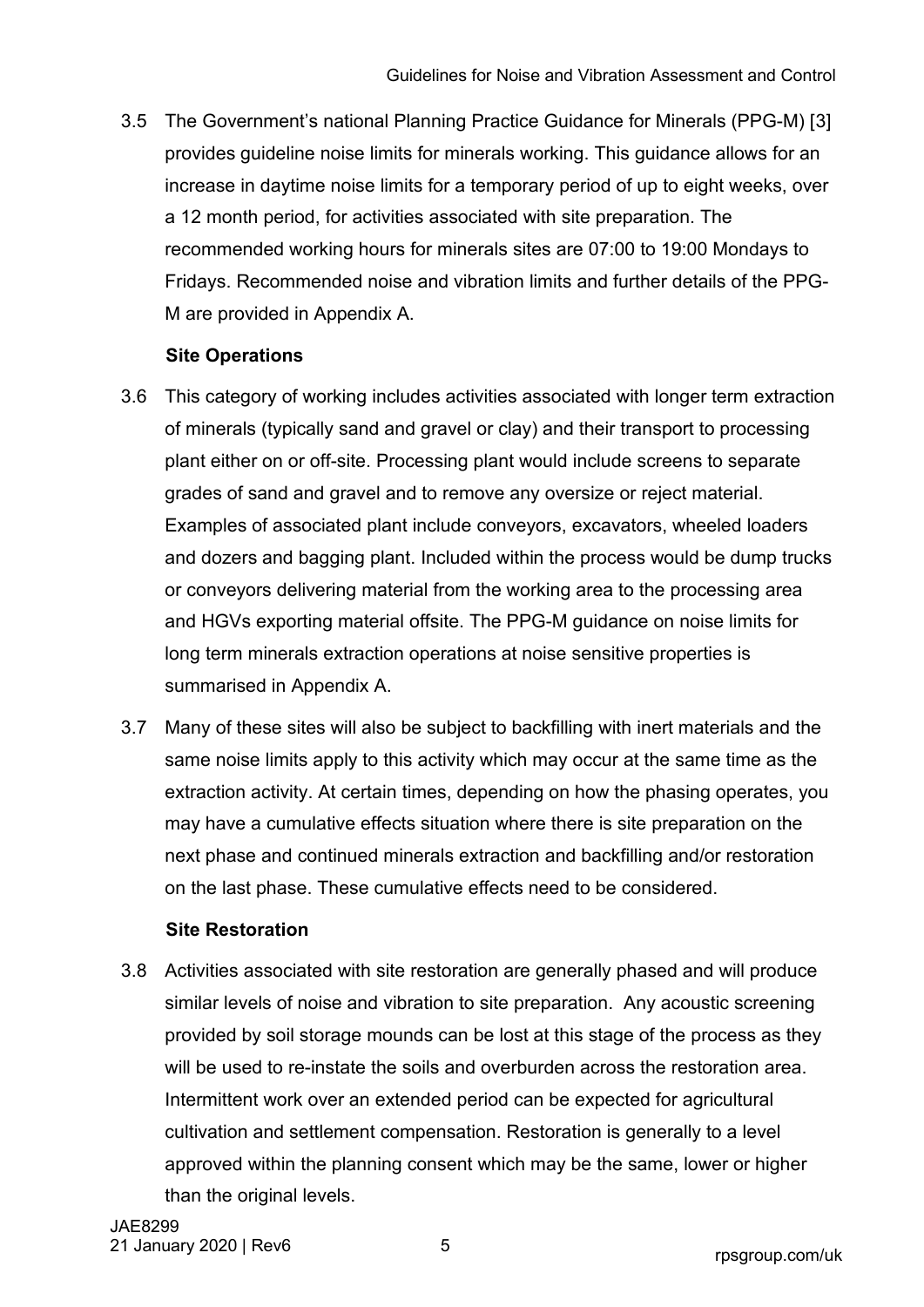3.5 The Government's national Planning Practice Guidance for Minerals (PPG-M) [3] provides guideline noise limits for minerals working. This guidance allows for an increase in daytime noise limits for a temporary period of up to eight weeks, over a 12 month period, for activities associated with site preparation. The recommended working hours for minerals sites are 07:00 to 19:00 Mondays to Fridays. Recommended noise and vibration limits and further details of the PPG-M are provided in Appendix A.

### Site Operations

3.6 This category of working includes activities associated with longer term extraction of minerals (typically sand and gravel or clay) and their transport to processing plant either on or off-site. Processing plant would include screens to separate grades of sand and gravel and to remove any oversize or reject material. Examples of associated plant include conveyors, excavators, wheeled loaders and dozers and bagging plant. Included within the process would be dump trucks or conveyors delivering material from the working area to the processing area and HGVs exporting material offsite. The PPG-M guidance on noise limits for long term minerals extraction operations at noise sensitive properties is summarised in Appendix A.

3.7 Many of these sites will also be subject to backfilling with inert materials and the same noise limits apply to this activity which may occur at the same time as the extraction activity. At certain times, depending on how the phasing operates, you may have a cumulative effects situation where there is site preparation on the next phase and continued minerals extraction and backfilling and/or restoration on the last phase. These cumulative effects need to be considered.

### Site Restoration

3.8 Activities associated with site restoration are generally phased and will produce similar levels of noise and vibration to site preparation. Any acoustic screening provided by soil storage mounds can be lost at this stage of the process as they will be used to re-instate the soils and overburden across the restoration area. Intermittent work over an extended period can be expected for agricultural cultivation and settlement compensation. Restoration is generally to a level approved within the planning consent which may be the same, lower or higher than the original levels.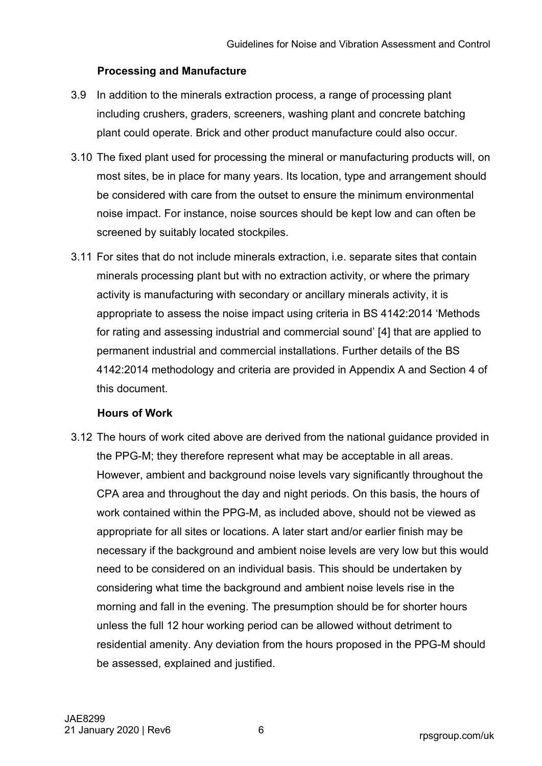### Processing and Manufacture

3.9 In addition to the minerals extraction process, a range of processing plant including crushers, graders, screeners, washing plant and concrete batching plant could operate. Brick and other product manufacture could also occur.

3.10 The fixed plant used for processing the mineral or manufacturing products will, on most sites, be in place for many years. Its location, type and arrangement should be considered with care from the outset to ensure the minimum environmental noise impact. For instance, noise sources should be kept low and can often be screened by suitably located stockpiles.

3.11 For sites that do not include minerals extraction, i.e. separate sites that contain minerals processing plant but with no extraction activity, or where the primary activity is manufacturing with secondary or ancillary minerals activity, it is appropriate to assess the noise impact using criteria in BS 4142:2014 'Methods for rating and assessing industrial and commercial sound' [4] that are applied to permanent industrial and commercial installations. Further details of the BS 4142:2014 methodology and criteria are provided in Appendix A and Section 4 of this document.

### Hours of Work

3.12 The hours of work cited above are derived from the national guidance provided in the PPG-M; they therefore represent what may be acceptable in all areas. However, ambient and background noise levels vary significantly throughout the CPA area and throughout the day and night periods. On this basis, the hours of work contained within the PPG-M, as included above, should not be viewed as appropriate for all sites or locations. A later start and/or earlier finish may be necessary if the background and ambient noise levels are very low but this would need to be considered on an individual basis. This should be undertaken by considering what time the background and ambient noise levels rise in the morning and fall in the evening. The presumption should be for shorter hours unless the full 12 hour working period can be allowed without detriment to residential amenity. Any deviation from the hours proposed in the PPG-M should be assessed, explained and justified.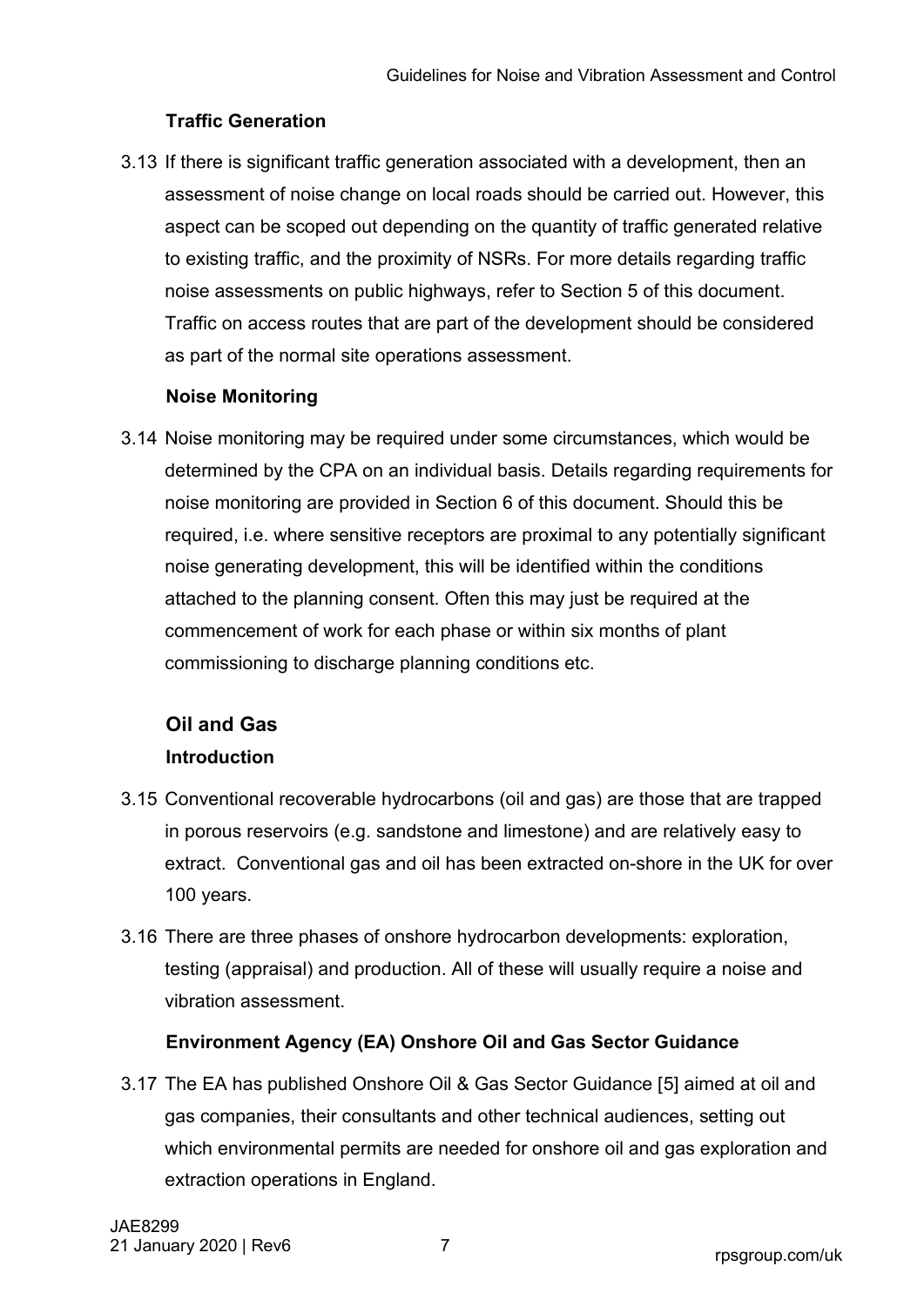### Traffic Generation

3.13 If there is significant traffic generation associated with a development, then an assessment of noise change on local roads should be carried out. However, this aspect can be scoped out depending on the quantity of traffic generated relative to existing traffic, and the proximity of NSRs. For more details regarding traffic noise assessments on public highways, refer to Section 5 of this document. Traffic on access routes that are part of the development should be considered as part of the normal site operations assessment.

### Noise Monitoring

3.14 Noise monitoring may be required under some circumstances, which would be determined by the CPA on an individual basis. Details regarding requirements for noise monitoring are provided in Section 6 of this document. Should this be required, i.e. where sensitive receptors are proximal to any potentially significant noise generating development, this will be identified within the conditions attached to the planning consent. Often this may just be required at the commencement of work for each phase or within six months of plant commissioning to discharge planning conditions etc.

## Oil and Gas

### Introduction

3.15 Conventional recoverable hydrocarbons (oil and gas) are those that are trapped in porous reservoirs (e.g. sandstone and limestone) and are relatively easy to extract. Conventional gas and oil has been extracted on-shore in the UK for over 100 years.

3.16 There are three phases of onshore hydrocarbon developments: exploration, testing (appraisal) and production. All of these will usually require a noise and vibration assessment.

### Environment Agency (EA) Onshore Oil and Gas Sector Guidance

3.17 The EA has published Onshore Oil & Gas Sector Guidance [5] aimed at oil and gas companies, their consultants and other technical audiences, setting out which environmental permits are needed for onshore oil and gas exploration and extraction operations in England.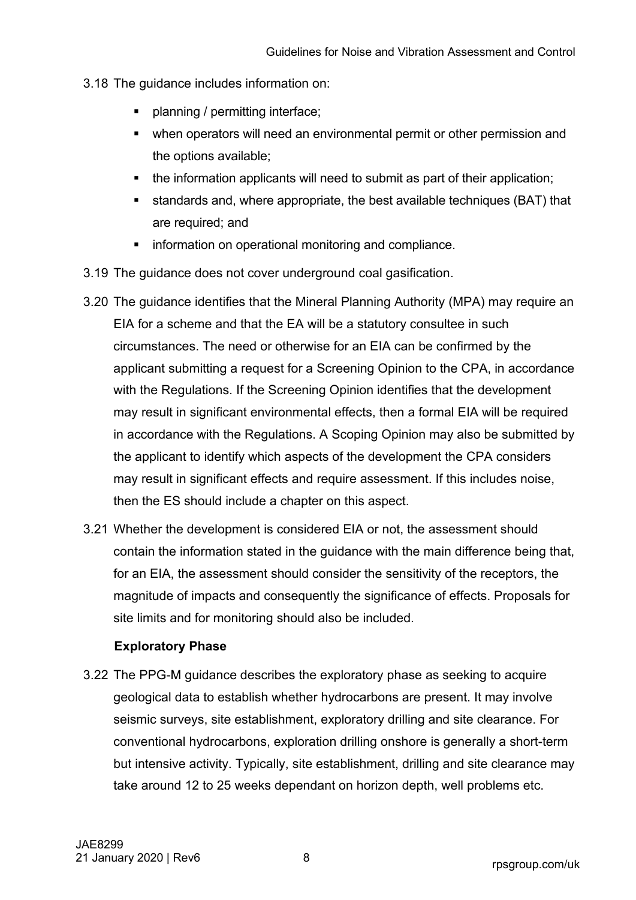3.18 The guidance includes information on:

- planning / permitting interface;
- when operators will need an environmental permit or other permission and the options available;
- the information applicants will need to submit as part of their application;
- standards and, where appropriate, the best available techniques (BAT) that are required; and
- information on operational monitoring and compliance.

3.19 The guidance does not cover underground coal gasification.

3.20 The guidance identifies that the Mineral Planning Authority (MPA) may require an EIA for a scheme and that the EA will be a statutory consultee in such circumstances. The need or otherwise for an EIA can be confirmed by the applicant submitting a request for a Screening Opinion to the CPA, in accordance with the Regulations. If the Screening Opinion identifies that the development may result in significant environmental effects, then a formal EIA will be required in accordance with the Regulations. A Scoping Opinion may also be submitted by the applicant to identify which aspects of the development the CPA considers may result in significant effects and require assessment. If this includes noise, then the ES should include a chapter on this aspect.

3.21 Whether the development is considered EIA or not, the assessment should contain the information stated in the guidance with the main difference being that, for an EIA, the assessment should consider the sensitivity of the receptors, the magnitude of impacts and consequently the significance of effects. Proposals for site limits and for monitoring should also be included.

**Exploratory Phase**

3.22 The PPG-M guidance describes the exploratory phase as seeking to acquire geological data to establish whether hydrocarbons are present. It may involve seismic surveys, site establishment, exploratory drilling and site clearance. For conventional hydrocarbons, exploration drilling onshore is generally a short-term but intensive activity. Typically, site establishment, drilling and site clearance may take around 12 to 25 weeks dependant on horizon depth, well problems etc.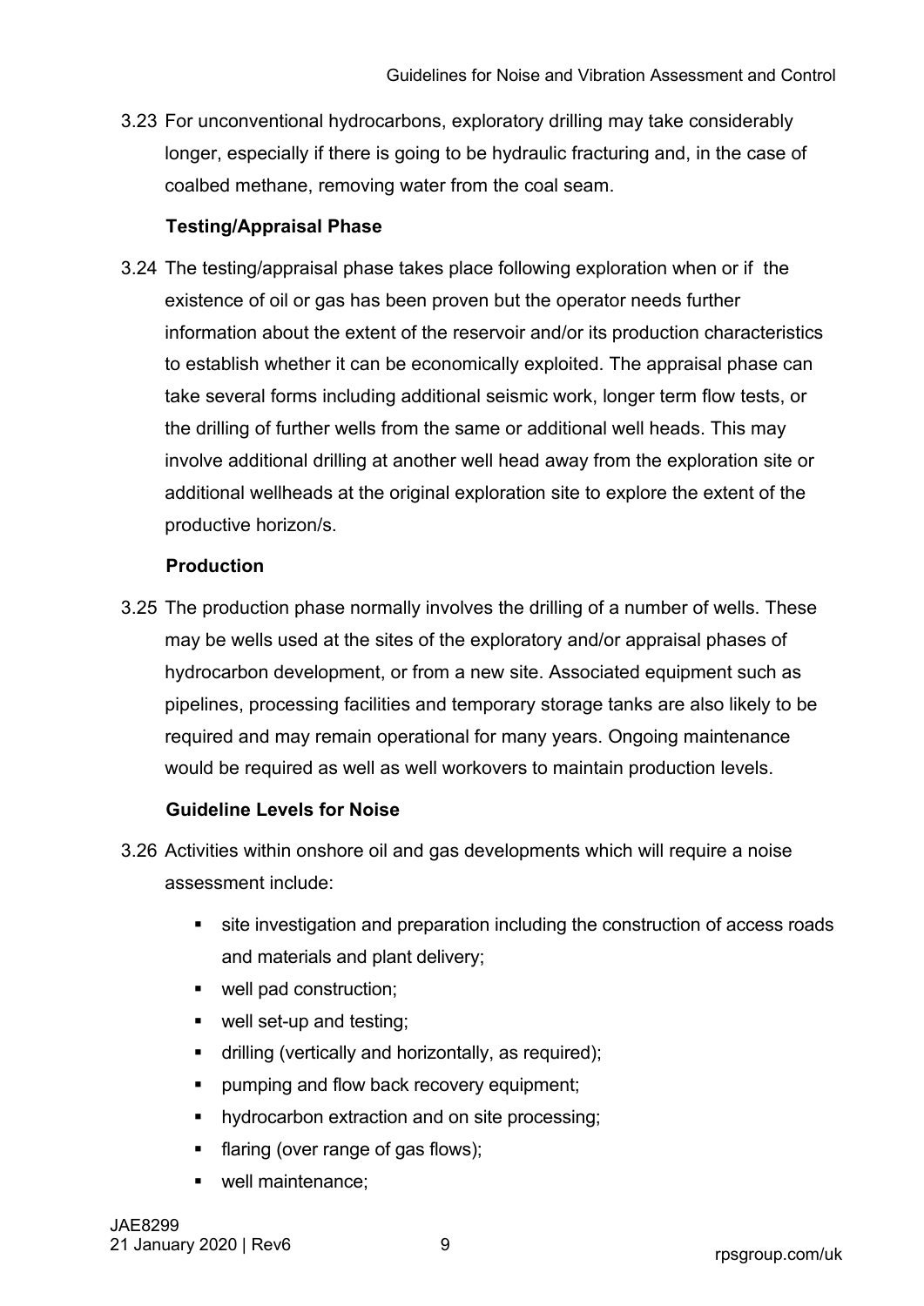3.23 For unconventional hydrocarbons, exploratory drilling may take considerably longer, especially if there is going to be hydraulic fracturing and, in the case of coalbed methane, removing water from the coal seam.

### Testing/Appraisal Phase

3.24 The testing/appraisal phase takes place following exploration when or if the existence of oil or gas has been proven but the operator needs further information about the extent of the reservoir and/or its production characteristics to establish whether it can be economically exploited. The appraisal phase can take several forms including additional seismic work, longer term flow tests, or the drilling of further wells from the same or additional well heads. This may involve additional drilling at another well head away from the exploration site or additional wellheads at the original exploration site to explore the extent of the productive horizon/s.

### Production

3.25 The production phase normally involves the drilling of a number of wells. These may be wells used at the sites of the exploratory and/or appraisal phases of hydrocarbon development, or from a new site. Associated equipment such as pipelines, processing facilities and temporary storage tanks are also likely to be required and may remain operational for many years. Ongoing maintenance would be required as well as well workovers to maintain production levels.

### Guideline Levels for Noise

3.26 Activities within onshore oil and gas developments which will require a noise assessment include:

- site investigation and preparation including the construction of access roads and materials and plant delivery;
- well pad construction;
- well set-up and testing;
- drilling (vertically and horizontally, as required);
- pumping and flow back recovery equipment;
- hydrocarbon extraction and on site processing;
- flaring (over range of gas flows);
- well maintenance;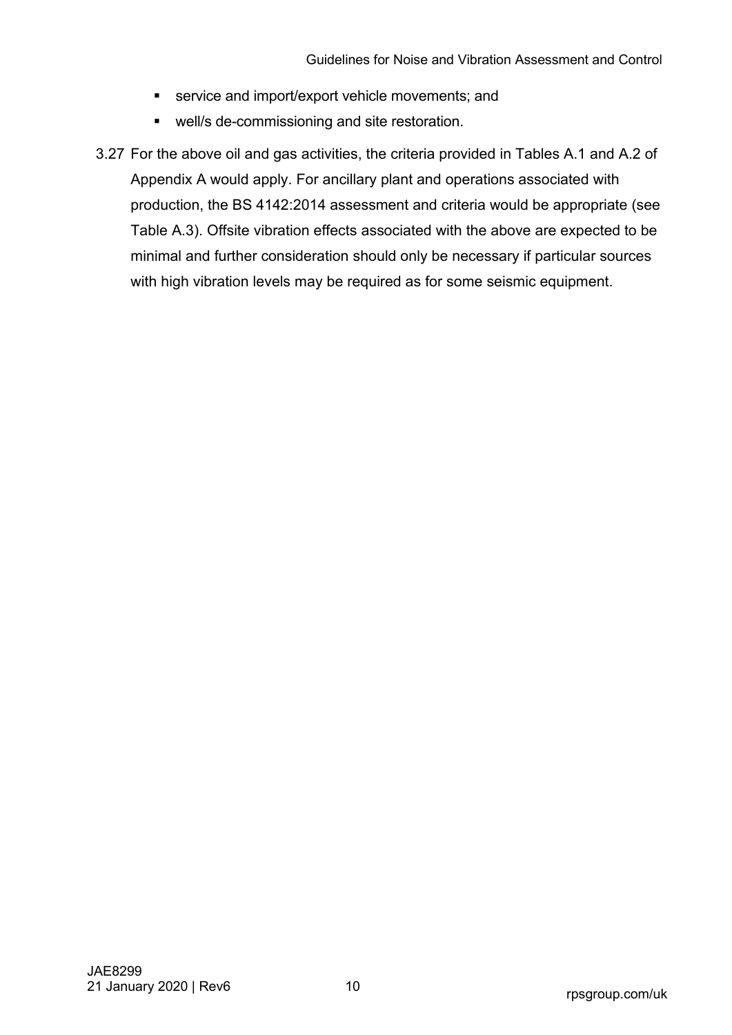- service and import/export vehicle movements; and
- well/s de-commissioning and site restoration.

3.27 For the above oil and gas activities, the criteria provided in Tables A.1 and A.2 of Appendix A would apply. For ancillary plant and operations associated with production, the BS 4142:2014 assessment and criteria would be appropriate (see Table A.3). Offsite vibration effects associated with the above are expected to be minimal and further consideration should only be necessary if particular sources with high vibration levels may be required as for some seismic equipment.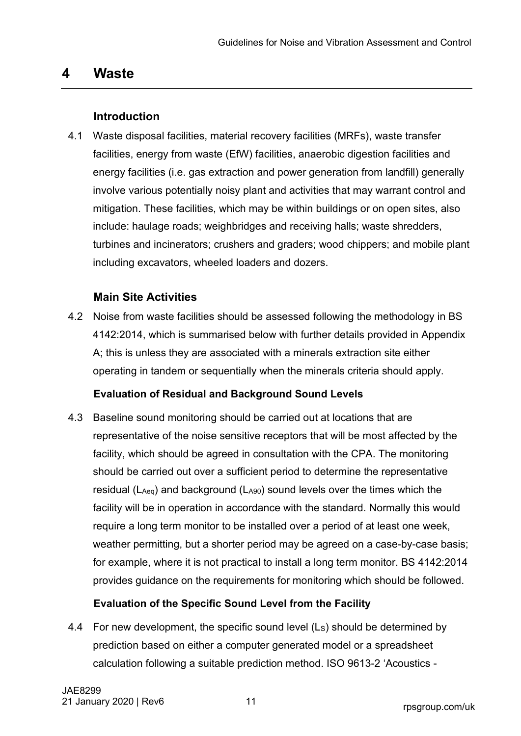# 4 Waste

## Introduction

4.1 Waste disposal facilities, material recovery facilities (MRFs), waste transfer facilities, energy from waste (EfW) facilities, anaerobic digestion facilities and energy facilities (i.e. gas extraction and power generation from landfill) generally involve various potentially noisy plant and activities that may warrant control and mitigation. These facilities, which may be within buildings or on open sites, also include: haulage roads; weighbridges and receiving halls; waste shredders, turbines and incinerators; crushers and graders; wood chippers; and mobile plant including excavators, wheeled loaders and dozers.

## Main Site Activities

4.2 Noise from waste facilities should be assessed following the methodology in BS 4142:2014, which is summarised below with further details provided in Appendix A; this is unless they are associated with a minerals extraction site either operating in tandem or sequentially when the minerals criteria should apply.

### Evaluation of Residual and Background Sound Levels

4.3 Baseline sound monitoring should be carried out at locations that are representative of the noise sensitive receptors that will be most affected by the facility, which should be agreed in consultation with the CPA. The monitoring should be carried out over a sufficient period to determine the representative residual ($L_{Aeq}$) and background ($L_{A90}$) sound levels over the times which the facility will be in operation in accordance with the standard. Normally this would require a long term monitor to be installed over a period of at least one week, weather permitting, but a shorter period may be agreed on a case-by-case basis; for example, where it is not practical to install a long term monitor. BS 4142:2014 provides guidance on the requirements for monitoring which should be followed.

### Evaluation of the Specific Sound Level from the Facility

4.4 For new development, the specific sound level ($L_S$) should be determined by prediction based on either a computer generated model or a spreadsheet calculation following a suitable prediction method. ISO 9613-2 'Acoustics -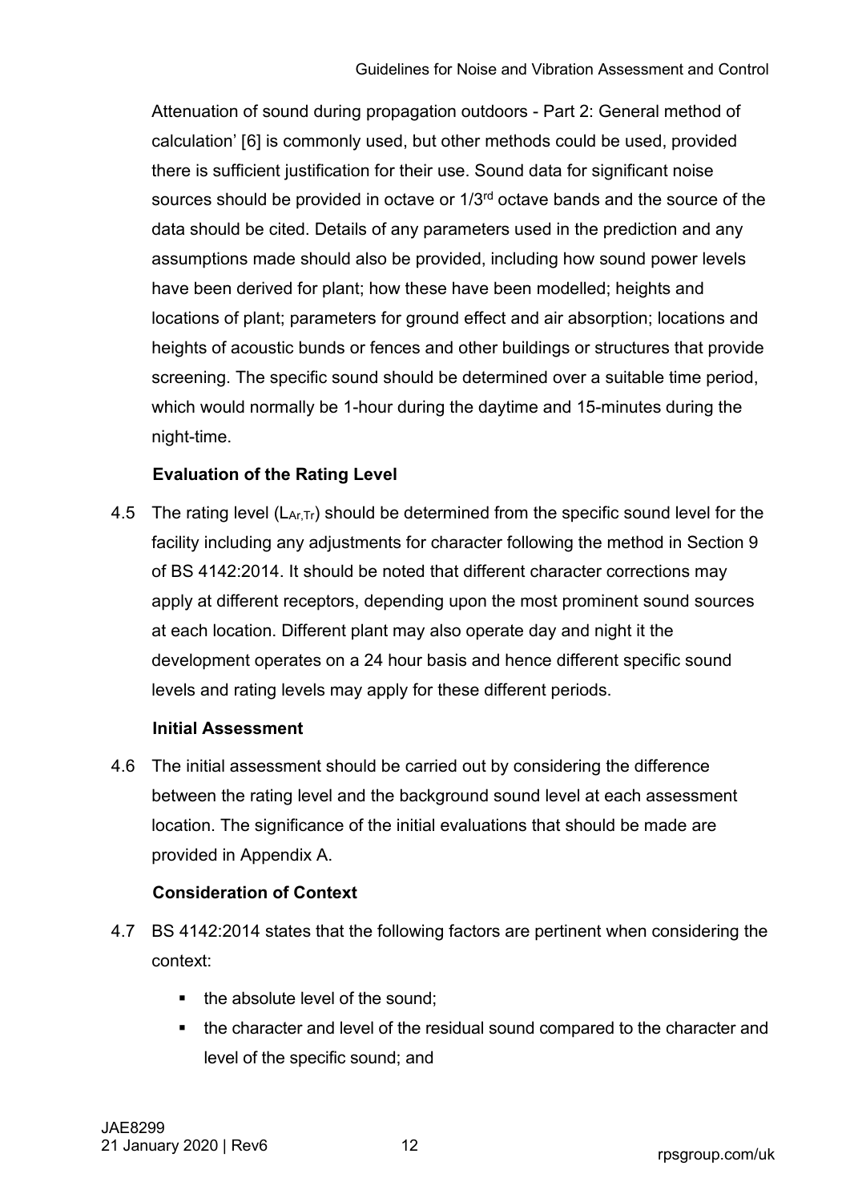Attenuation of sound during propagation outdoors - Part 2: General method of calculation' [6] is commonly used, but other methods could be used, provided there is sufficient justification for their use. Sound data for significant noise sources should be provided in octave or 1/3rd octave bands and the source of the data should be cited. Details of any parameters used in the prediction and any assumptions made should also be provided, including how sound power levels have been derived for plant; how these have been modelled; heights and locations of plant; parameters for ground effect and air absorption; locations and heights of acoustic bunds or fences and other buildings or structures that provide screening. The specific sound should be determined over a suitable time period, which would normally be 1-hour during the daytime and 15-minutes during the night-time.

**Evaluation of the Rating Level**

4.5 The rating level ($L_{Ar,Tr}$) should be determined from the specific sound level for the facility including any adjustments for character following the method in Section 9 of BS 4142:2014. It should be noted that different character corrections may apply at different receptors, depending upon the most prominent sound sources at each location. Different plant may also operate day and night it the development operates on a 24 hour basis and hence different specific sound levels and rating levels may apply for these different periods.

**Initial Assessment**

4.6 The initial assessment should be carried out by considering the difference between the rating level and the background sound level at each assessment location. The significance of the initial evaluations that should be made are provided in Appendix A.

**Consideration of Context**

4.7 BS 4142:2014 states that the following factors are pertinent when considering the context:

- the absolute level of the sound;
- the character and level of the residual sound compared to the character and level of the specific sound; and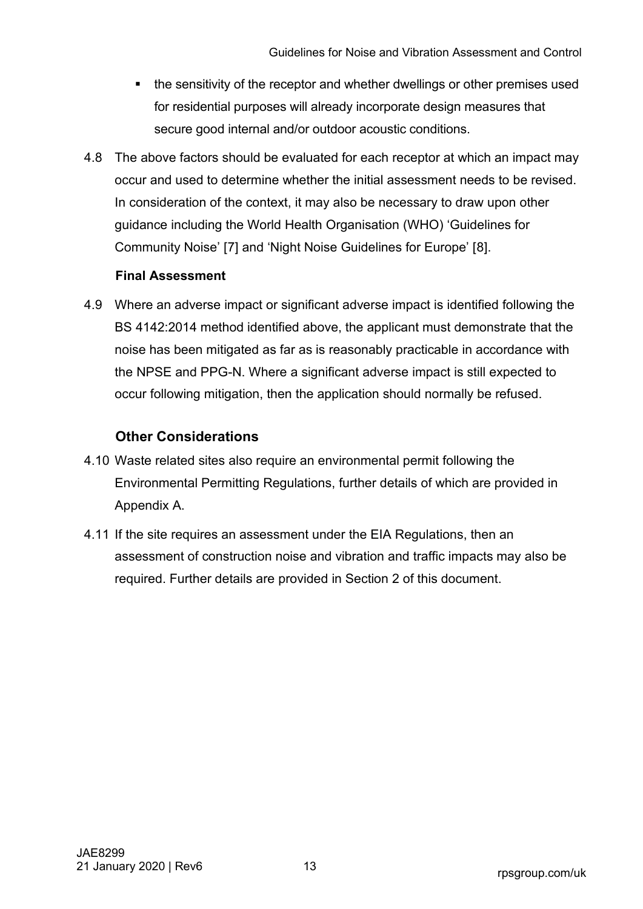- the sensitivity of the receptor and whether dwellings or other premises used for residential purposes will already incorporate design measures that secure good internal and/or outdoor acoustic conditions.

4.8 The above factors should be evaluated for each receptor at which an impact may occur and used to determine whether the initial assessment needs to be revised. In consideration of the context, it may also be necessary to draw upon other guidance including the World Health Organisation (WHO) 'Guidelines for Community Noise' [7] and 'Night Noise Guidelines for Europe' [8].

**Final Assessment**

4.9 Where an adverse impact or significant adverse impact is identified following the BS 4142:2014 method identified above, the applicant must demonstrate that the noise has been mitigated as far as is reasonably practicable in accordance with the NPSE and PPG-N. Where a significant adverse impact is still expected to occur following mitigation, then the application should normally be refused.

### Other Considerations

4.10 Waste related sites also require an environmental permit following the Environmental Permitting Regulations, further details of which are provided in Appendix A.

4.11 If the site requires an assessment under the EIA Regulations, then an assessment of construction noise and vibration and traffic impacts may also be required. Further details are provided in Section 2 of this document.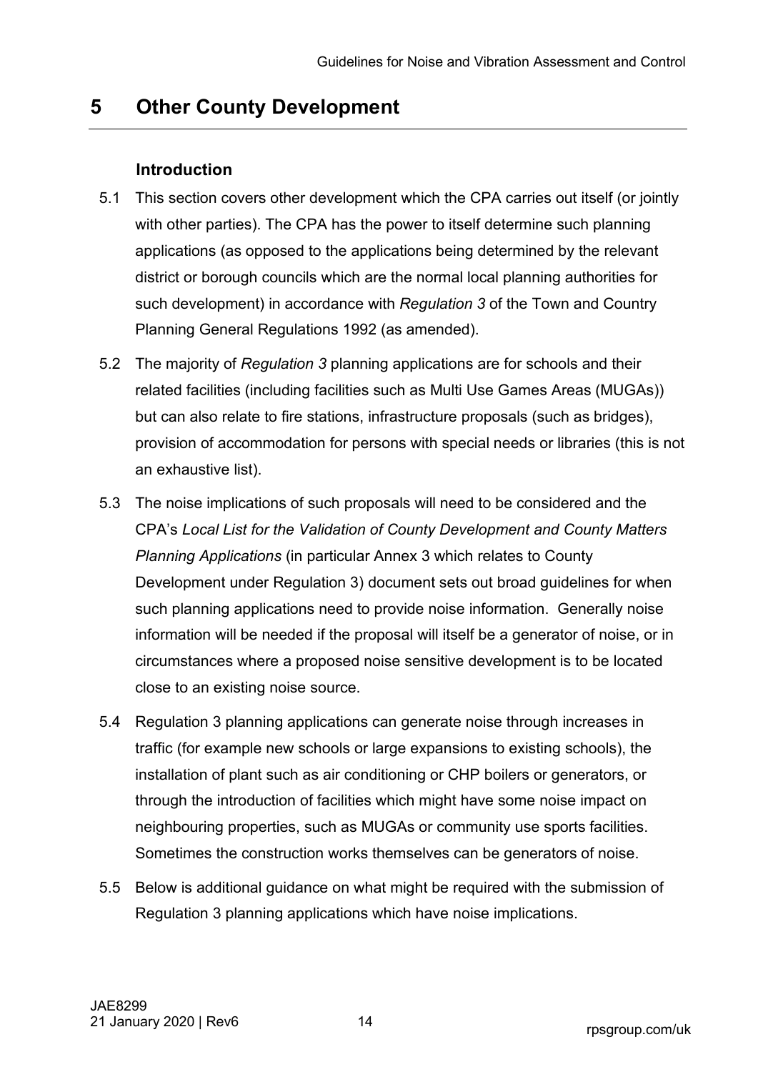# 5 Other County Development

### Introduction

5.1 This section covers other development which the CPA carries out itself (or jointly with other parties). The CPA has the power to itself determine such planning applications (as opposed to the applications being determined by the relevant district or borough councils which are the normal local planning authorities for such development) in accordance with *Regulation 3* of the Town and Country Planning General Regulations 1992 (as amended).

5.2 The majority of *Regulation 3* planning applications are for schools and their related facilities (including facilities such as Multi Use Games Areas (MUGAs)) but can also relate to fire stations, infrastructure proposals (such as bridges), provision of accommodation for persons with special needs or libraries (this is not an exhaustive list).

5.3 The noise implications of such proposals will need to be considered and the CPA's *Local List for the Validation of County Development and County Matters Planning Applications* (in particular Annex 3 which relates to County Development under Regulation 3) document sets out broad guidelines for when such planning applications need to provide noise information. Generally noise information will be needed if the proposal will itself be a generator of noise, or in circumstances where a proposed noise sensitive development is to be located close to an existing noise source.

5.4 Regulation 3 planning applications can generate noise through increases in traffic (for example new schools or large expansions to existing schools), the installation of plant such as air conditioning or CHP boilers or generators, or through the introduction of facilities which might have some noise impact on neighbouring properties, such as MUGAs or community use sports facilities. Sometimes the construction works themselves can be generators of noise.

5.5 Below is additional guidance on what might be required with the submission of Regulation 3 planning applications which have noise implications.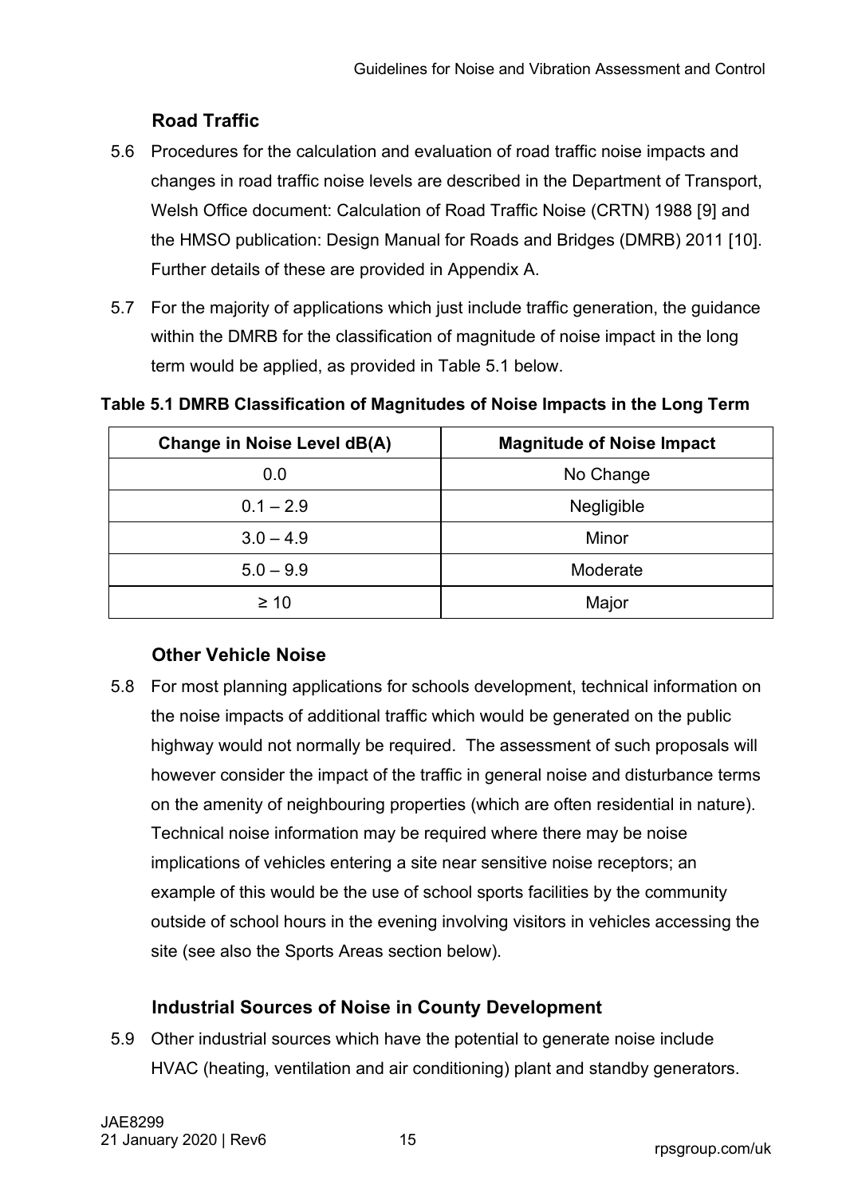### Road Traffic

5.6 Procedures for the calculation and evaluation of road traffic noise impacts and changes in road traffic noise levels are described in the Department of Transport, Welsh Office document: Calculation of Road Traffic Noise (CRTN) 1988 [9] and the HMSO publication: Design Manual for Roads and Bridges (DMRB) 2011 [10]. Further details of these are provided in Appendix A.

5.7 For the majority of applications which just include traffic generation, the guidance within the DMRB for the classification of magnitude of noise impact in the long term would be applied, as provided in Table 5.1 below.

**Table 5.1 DMRB Classification of Magnitudes of Noise Impacts in the Long Term**

| Change in Noise Level dB(A) | Magnitude of Noise Impact |
|---|---|
| 0.0 | No Change |
| 0.1 – 2.9 | Negligible |
| 3.0 – 4.9 | Minor |
| 5.0 – 9.9 | Moderate |
| ≥ 10 | Major |

### Other Vehicle Noise

5.8 For most planning applications for schools development, technical information on the noise impacts of additional traffic which would be generated on the public highway would not normally be required. The assessment of such proposals will however consider the impact of the traffic in general noise and disturbance terms on the amenity of neighbouring properties (which are often residential in nature). Technical noise information may be required where there may be noise implications of vehicles entering a site near sensitive noise receptors; an example of this would be the use of school sports facilities by the community outside of school hours in the evening involving visitors in vehicles accessing the site (see also the Sports Areas section below).

### Industrial Sources of Noise in County Development

5.9 Other industrial sources which have the potential to generate noise include HVAC (heating, ventilation and air conditioning) plant and standby generators.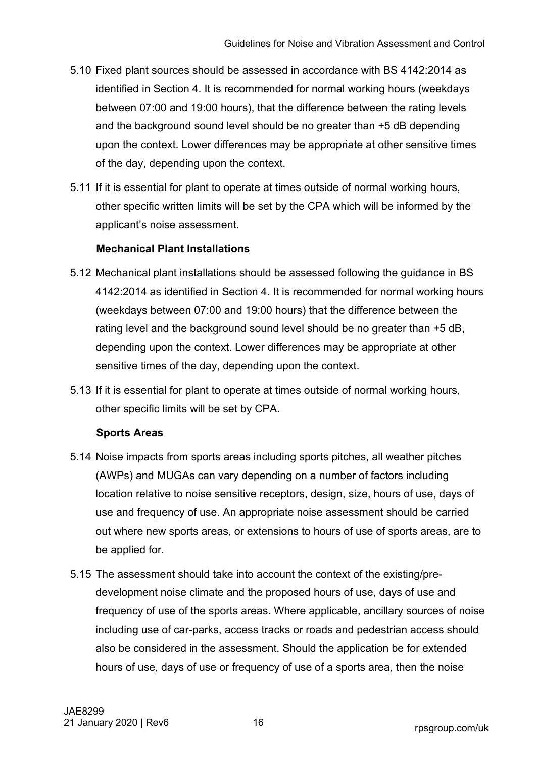5.10 Fixed plant sources should be assessed in accordance with BS 4142:2014 as identified in Section 4. It is recommended for normal working hours (weekdays between 07:00 and 19:00 hours), that the difference between the rating levels and the background sound level should be no greater than +5 dB depending upon the context. Lower differences may be appropriate at other sensitive times of the day, depending upon the context.

5.11 If it is essential for plant to operate at times outside of normal working hours, other specific written limits will be set by the CPA which will be informed by the applicant's noise assessment.

**Mechanical Plant Installations**

5.12 Mechanical plant installations should be assessed following the guidance in BS 4142:2014 as identified in Section 4. It is recommended for normal working hours (weekdays between 07:00 and 19:00 hours) that the difference between the rating level and the background sound level should be no greater than +5 dB, depending upon the context. Lower differences may be appropriate at other sensitive times of the day, depending upon the context.

5.13 If it is essential for plant to operate at times outside of normal working hours, other specific limits will be set by CPA.

**Sports Areas**

5.14 Noise impacts from sports areas including sports pitches, all weather pitches (AWPs) and MUGAs can vary depending on a number of factors including location relative to noise sensitive receptors, design, size, hours of use, days of use and frequency of use. An appropriate noise assessment should be carried out where new sports areas, or extensions to hours of use of sports areas, are to be applied for.

5.15 The assessment should take into account the context of the existing/pre-development noise climate and the proposed hours of use, days of use and frequency of use of the sports areas. Where applicable, ancillary sources of noise including use of car-parks, access tracks or roads and pedestrian access should also be considered in the assessment. Should the application be for extended hours of use, days of use or frequency of use of a sports area, then the noise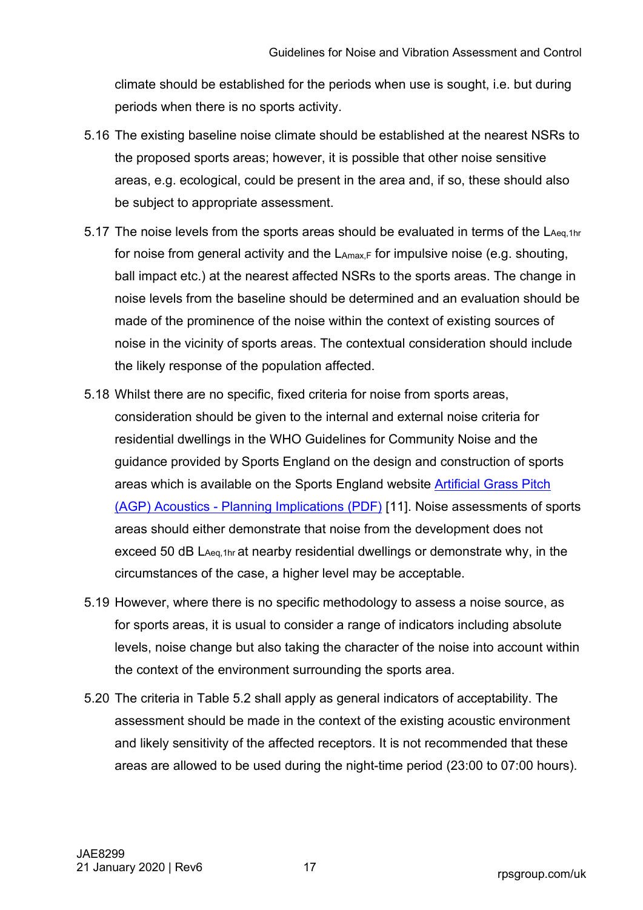climate should be established for the periods when use is sought, i.e. but during periods when there is no sports activity.

5.16 The existing baseline noise climate should be established at the nearest NSRs to the proposed sports areas; however, it is possible that other noise sensitive areas, e.g. ecological, could be present in the area and, if so, these should also be subject to appropriate assessment.

5.17 The noise levels from the sports areas should be evaluated in terms of the $L_{Aeq,1hr}$ for noise from general activity and the $L_{Amax,F}$ for impulsive noise (e.g. shouting, ball impact etc.) at the nearest affected NSRs to the sports areas. The change in noise levels from the baseline should be determined and an evaluation should be made of the prominence of the noise within the context of existing sources of noise in the vicinity of sports areas. The contextual consideration should include the likely response of the population affected.

5.18 Whilst there are no specific, fixed criteria for noise from sports areas, consideration should be given to the internal and external noise criteria for residential dwellings in the WHO Guidelines for Community Noise and the guidance provided by Sports England on the design and construction of sports areas which is available on the Sports England website [Artificial Grass Pitch (AGP) Acoustics - Planning Implications (PDF)] [11]. Noise assessments of sports areas should either demonstrate that noise from the development does not exceed 50 dB $L_{Aeq,1hr}$ at nearby residential dwellings or demonstrate why, in the circumstances of the case, a higher level may be acceptable.

5.19 However, where there is no specific methodology to assess a noise source, as for sports areas, it is usual to consider a range of indicators including absolute levels, noise change but also taking the character of the noise into account within the context of the environment surrounding the sports area.

5.20 The criteria in Table 5.2 shall apply as general indicators of acceptability. The assessment should be made in the context of the existing acoustic environment and likely sensitivity of the affected receptors. It is not recommended that these areas are allowed to be used during the night-time period (23:00 to 07:00 hours).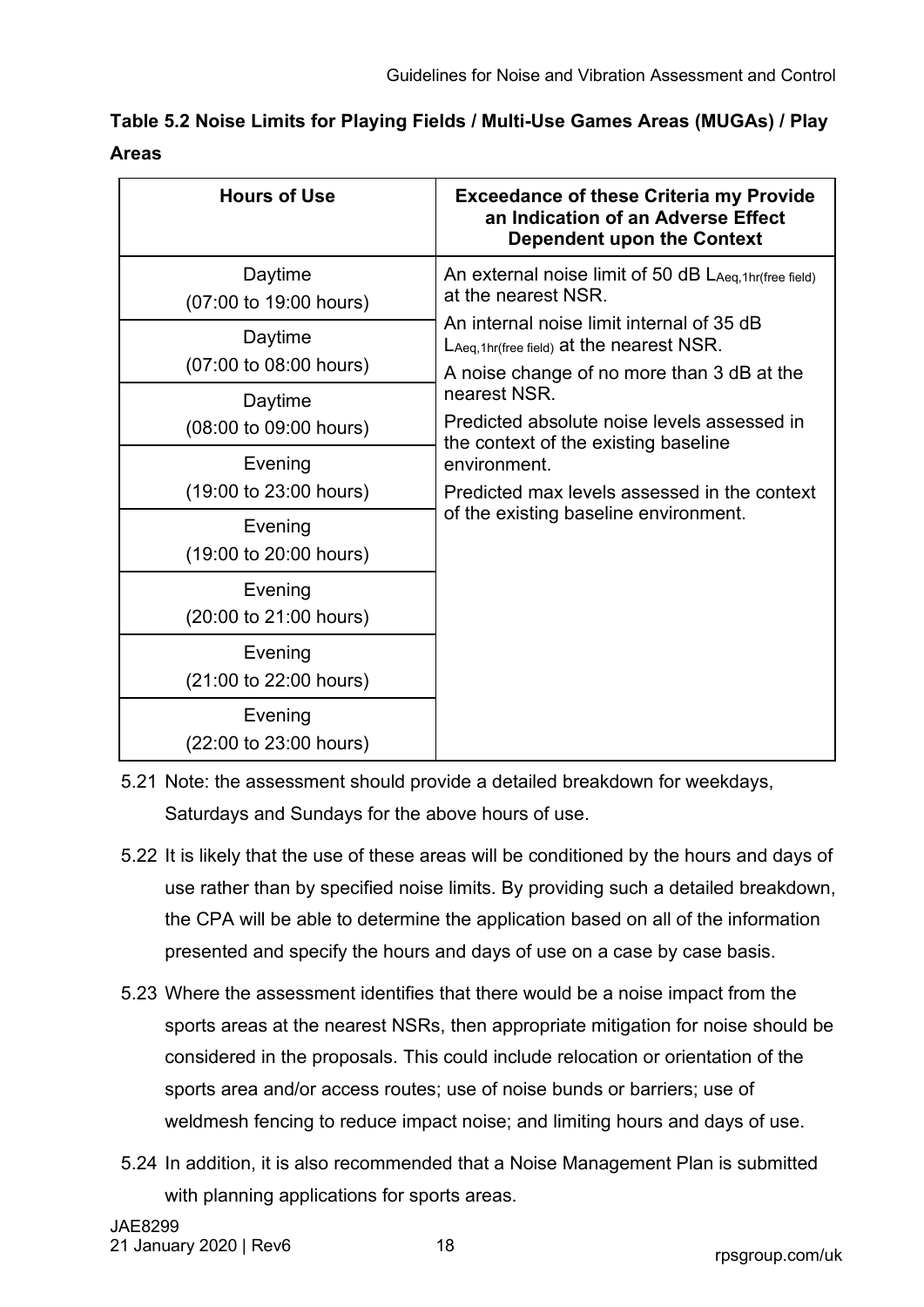**Table 5.2 Noise Limits for Playing Fields / Multi-Use Games Areas (MUGAs) / Play Areas**

| Hours of Use | Exceedance of these Criteria my Provide an Indication of an Adverse Effect Dependent upon the Context |
|---|---|
| Daytime (07:00 to 19:00 hours) | An external noise limit of 50 dB $L_{Aeq,1hr(free\ field)}$ at the nearest NSR. An internal noise limit internal of 35 dB $L_{Aeq,1hr(free\ field)}$ at the nearest NSR. A noise change of no more than 3 dB at the nearest NSR. Predicted absolute noise levels assessed in the context of the existing baseline environment. Predicted max levels assessed in the context of the existing baseline environment. |
| Daytime (07:00 to 08:00 hours) | |
| Daytime (08:00 to 09:00 hours) | |
| Evening (19:00 to 23:00 hours) | |
| Evening (19:00 to 20:00 hours) | |
| Evening (20:00 to 21:00 hours) | |
| Evening (21:00 to 22:00 hours) | |
| Evening (22:00 to 23:00 hours) | |

5.21 Note: the assessment should provide a detailed breakdown for weekdays, Saturdays and Sundays for the above hours of use.

5.22 It is likely that the use of these areas will be conditioned by the hours and days of use rather than by specified noise limits. By providing such a detailed breakdown, the CPA will be able to determine the application based on all of the information presented and specify the hours and days of use on a case by case basis.

5.23 Where the assessment identifies that there would be a noise impact from the sports areas at the nearest NSRs, then appropriate mitigation for noise should be considered in the proposals. This could include relocation or orientation of the sports area and/or access routes; use of noise bunds or barriers; use of weldmesh fencing to reduce impact noise; and limiting hours and days of use.

5.24 In addition, it is also recommended that a Noise Management Plan is submitted with planning applications for sports areas.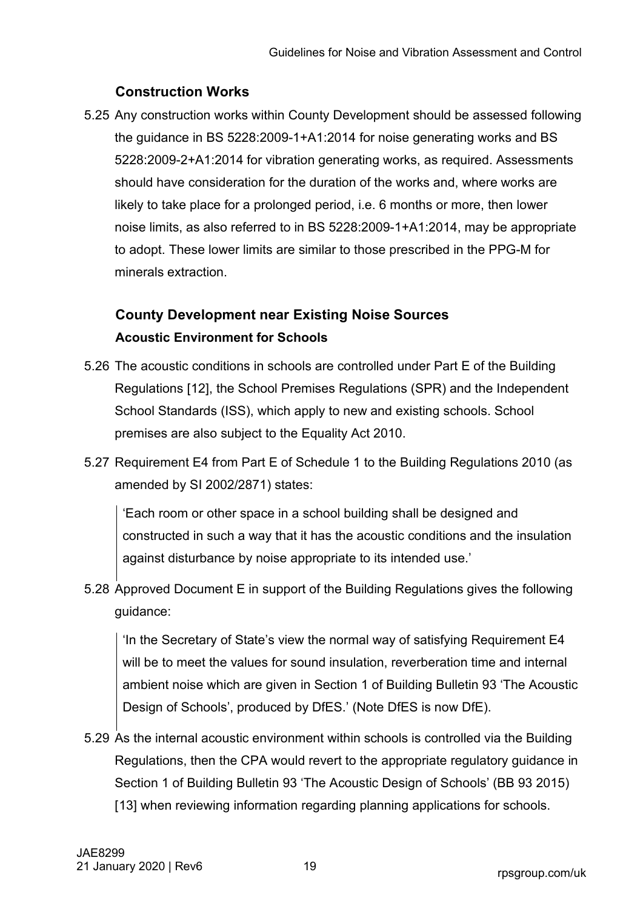### Construction Works

5.25 Any construction works within County Development should be assessed following the guidance in BS 5228:2009-1+A1:2014 for noise generating works and BS 5228:2009-2+A1:2014 for vibration generating works, as required. Assessments should have consideration for the duration of the works and, where works are likely to take place for a prolonged period, i.e. 6 months or more, then lower noise limits, as also referred to in BS 5228:2009-1+A1:2014, may be appropriate to adopt. These lower limits are similar to those prescribed in the PPG-M for minerals extraction.

### County Development near Existing Noise Sources

#### Acoustic Environment for Schools

5.26 The acoustic conditions in schools are controlled under Part E of the Building Regulations [12], the School Premises Regulations (SPR) and the Independent School Standards (ISS), which apply to new and existing schools. School premises are also subject to the Equality Act 2010.

5.27 Requirement E4 from Part E of Schedule 1 to the Building Regulations 2010 (as amended by SI 2002/2871) states:

> 'Each room or other space in a school building shall be designed and constructed in such a way that it has the acoustic conditions and the insulation against disturbance by noise appropriate to its intended use.'

5.28 Approved Document E in support of the Building Regulations gives the following guidance:

> 'In the Secretary of State's view the normal way of satisfying Requirement E4 will be to meet the values for sound insulation, reverberation time and internal ambient noise which are given in Section 1 of Building Bulletin 93 'The Acoustic Design of Schools', produced by DfES.' (Note DfES is now DfE).

5.29 As the internal acoustic environment within schools is controlled via the Building Regulations, then the CPA would revert to the appropriate regulatory guidance in Section 1 of Building Bulletin 93 'The Acoustic Design of Schools' (BB 93 2015) [13] when reviewing information regarding planning applications for schools.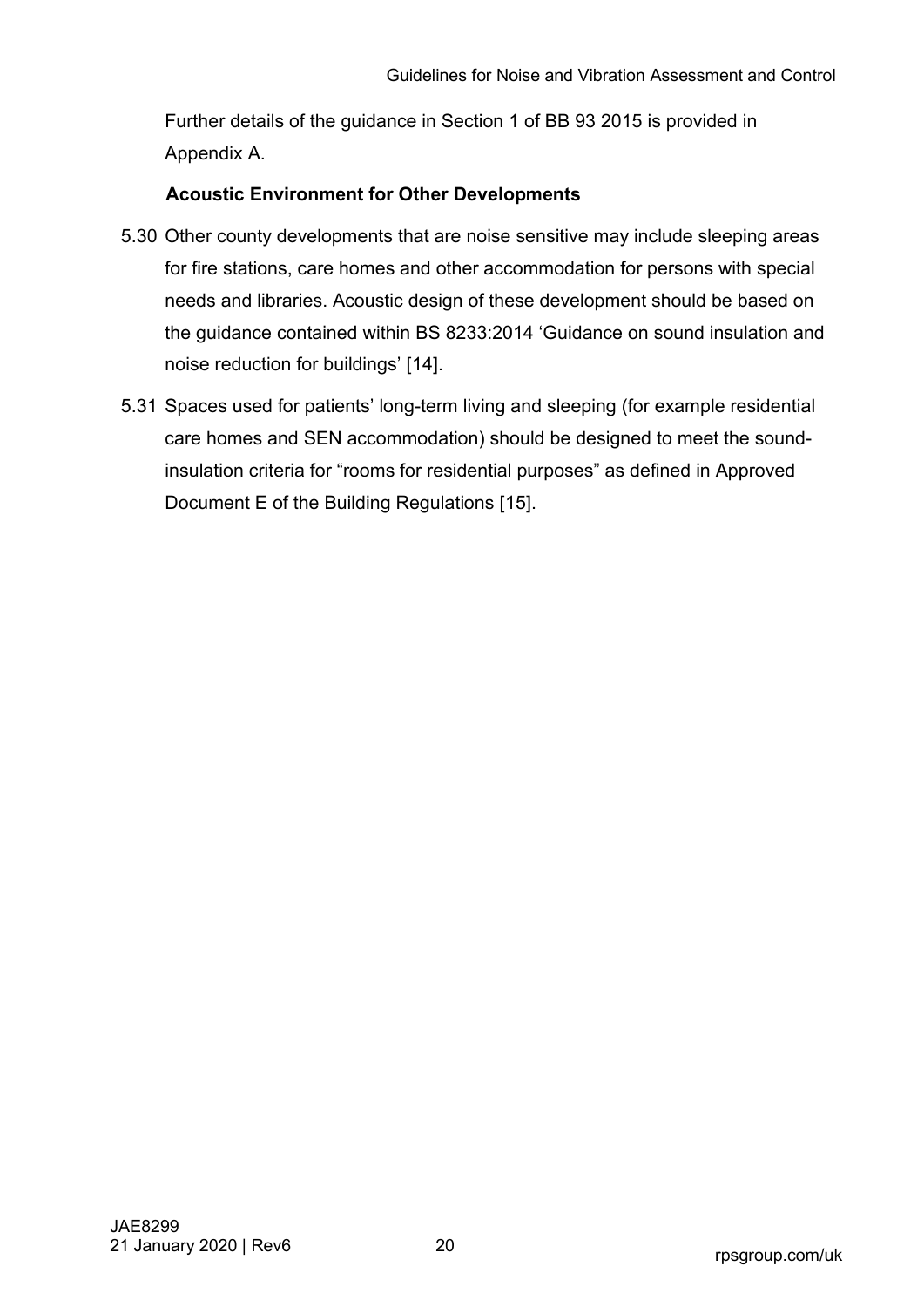Further details of the guidance in Section 1 of BB 93 2015 is provided in Appendix A.

### Acoustic Environment for Other Developments

5.30 Other county developments that are noise sensitive may include sleeping areas for fire stations, care homes and other accommodation for persons with special needs and libraries. Acoustic design of these development should be based on the guidance contained within BS 8233:2014 'Guidance on sound insulation and noise reduction for buildings' [14].

5.31 Spaces used for patients' long-term living and sleeping (for example residential care homes and SEN accommodation) should be designed to meet the sound-insulation criteria for "rooms for residential purposes" as defined in Approved Document E of the Building Regulations [15].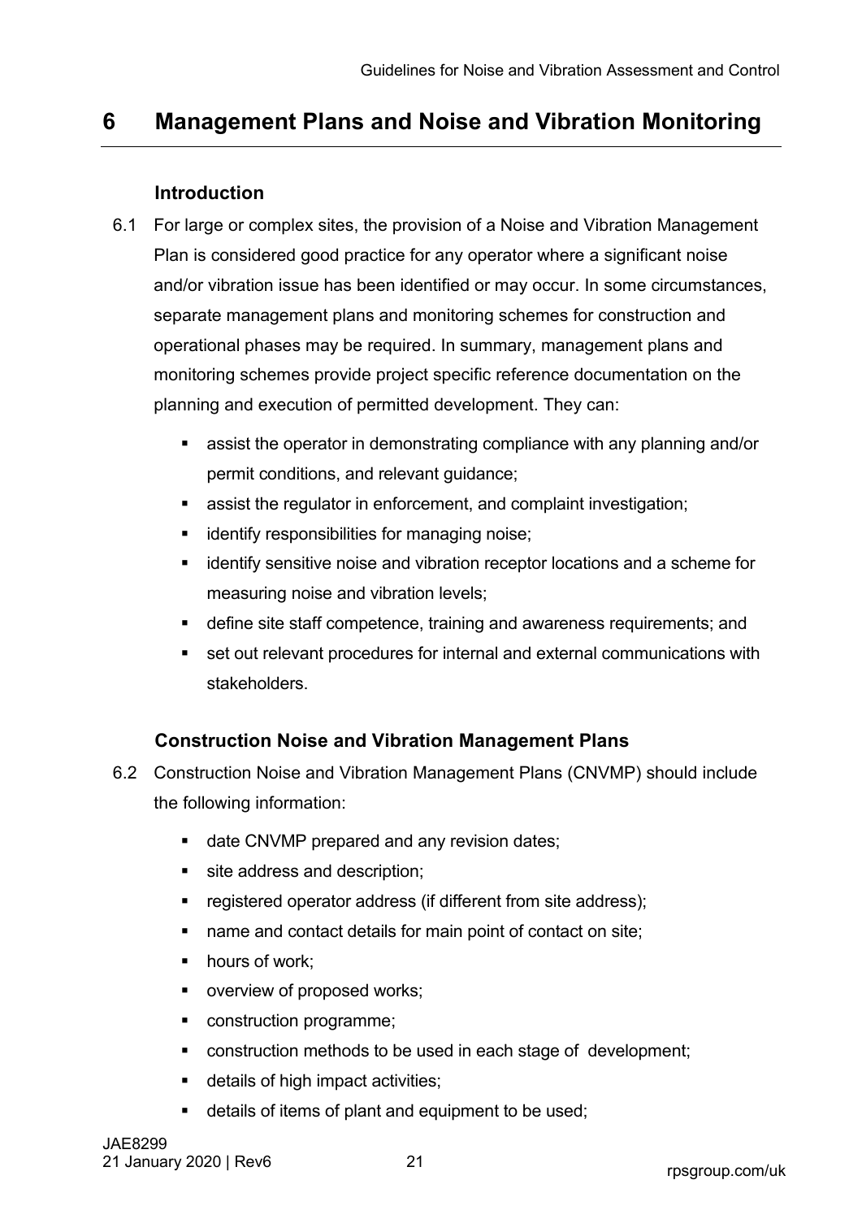# 6 Management Plans and Noise and Vibration Monitoring

### Introduction

6.1 For large or complex sites, the provision of a Noise and Vibration Management Plan is considered good practice for any operator where a significant noise and/or vibration issue has been identified or may occur. In some circumstances, separate management plans and monitoring schemes for construction and operational phases may be required. In summary, management plans and monitoring schemes provide project specific reference documentation on the planning and execution of permitted development. They can:

- assist the operator in demonstrating compliance with any planning and/or permit conditions, and relevant guidance;
- assist the regulator in enforcement, and complaint investigation;
- identify responsibilities for managing noise;
- identify sensitive noise and vibration receptor locations and a scheme for measuring noise and vibration levels;
- define site staff competence, training and awareness requirements; and
- set out relevant procedures for internal and external communications with stakeholders.

### Construction Noise and Vibration Management Plans

6.2 Construction Noise and Vibration Management Plans (CNVMP) should include the following information:

- date CNVMP prepared and any revision dates;
- site address and description;
- registered operator address (if different from site address);
- name and contact details for main point of contact on site;
- hours of work;
- overview of proposed works;
- construction programme;
- construction methods to be used in each stage of development;
- details of high impact activities;
- details of items of plant and equipment to be used;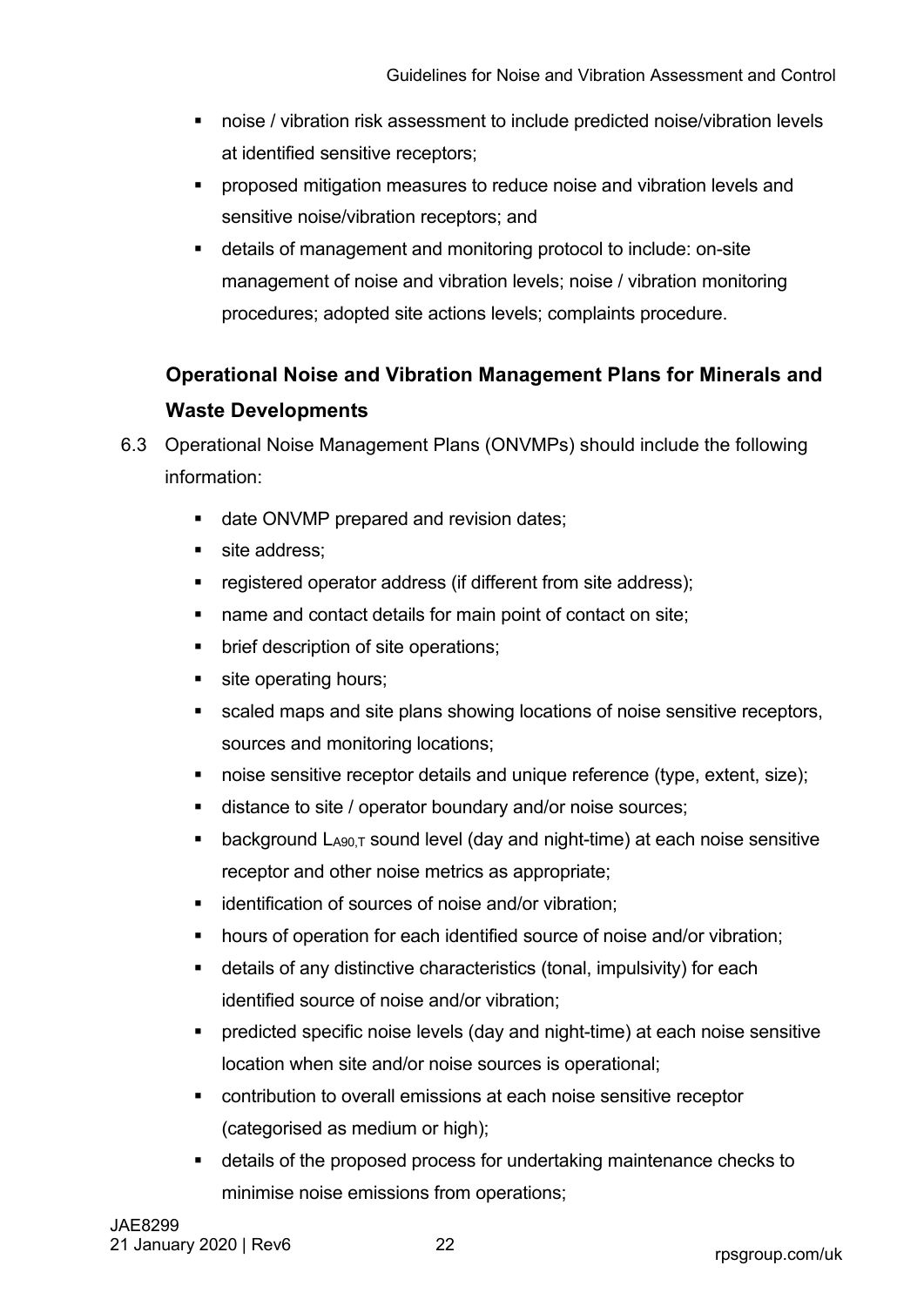- noise / vibration risk assessment to include predicted noise/vibration levels at identified sensitive receptors;
- proposed mitigation measures to reduce noise and vibration levels and sensitive noise/vibration receptors; and
- details of management and monitoring protocol to include: on-site management of noise and vibration levels; noise / vibration monitoring procedures; adopted site actions levels; complaints procedure.

### Operational Noise and Vibration Management Plans for Minerals and Waste Developments

6.3 Operational Noise Management Plans (ONVMPs) should include the following information:

- date ONVMP prepared and revision dates;
- site address;
- registered operator address (if different from site address);
- name and contact details for main point of contact on site;
- brief description of site operations;
- site operating hours;
- scaled maps and site plans showing locations of noise sensitive receptors, sources and monitoring locations;
- noise sensitive receptor details and unique reference (type, extent, size);
- distance to site / operator boundary and/or noise sources;
- background $L_{A90,T}$ sound level (day and night-time) at each noise sensitive receptor and other noise metrics as appropriate;
- identification of sources of noise and/or vibration;
- hours of operation for each identified source of noise and/or vibration;
- details of any distinctive characteristics (tonal, impulsivity) for each identified source of noise and/or vibration;
- predicted specific noise levels (day and night-time) at each noise sensitive location when site and/or noise sources is operational;
- contribution to overall emissions at each noise sensitive receptor (categorised as medium or high);
- details of the proposed process for undertaking maintenance checks to minimise noise emissions from operations;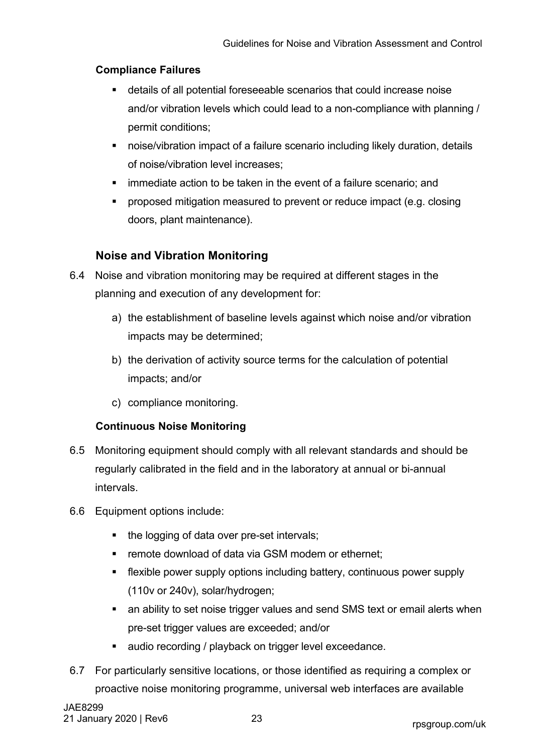**Compliance Failures**

- details of all potential foreseeable scenarios that could increase noise and/or vibration levels which could lead to a non-compliance with planning / permit conditions;
- noise/vibration impact of a failure scenario including likely duration, details of noise/vibration level increases;
- immediate action to be taken in the event of a failure scenario; and
- proposed mitigation measured to prevent or reduce impact (e.g. closing doors, plant maintenance).

### Noise and Vibration Monitoring

6.4 Noise and vibration monitoring may be required at different stages in the planning and execution of any development for:

a) the establishment of baseline levels against which noise and/or vibration impacts may be determined;

b) the derivation of activity source terms for the calculation of potential impacts; and/or

c) compliance monitoring.

**Continuous Noise Monitoring**

6.5 Monitoring equipment should comply with all relevant standards and should be regularly calibrated in the field and in the laboratory at annual or bi-annual intervals.

6.6 Equipment options include:

- the logging of data over pre-set intervals;
- remote download of data via GSM modem or ethernet;
- flexible power supply options including battery, continuous power supply (110v or 240v), solar/hydrogen;
- an ability to set noise trigger values and send SMS text or email alerts when pre-set trigger values are exceeded; and/or
- audio recording / playback on trigger level exceedance.

6.7 For particularly sensitive locations, or those identified as requiring a complex or proactive noise monitoring programme, universal web interfaces are available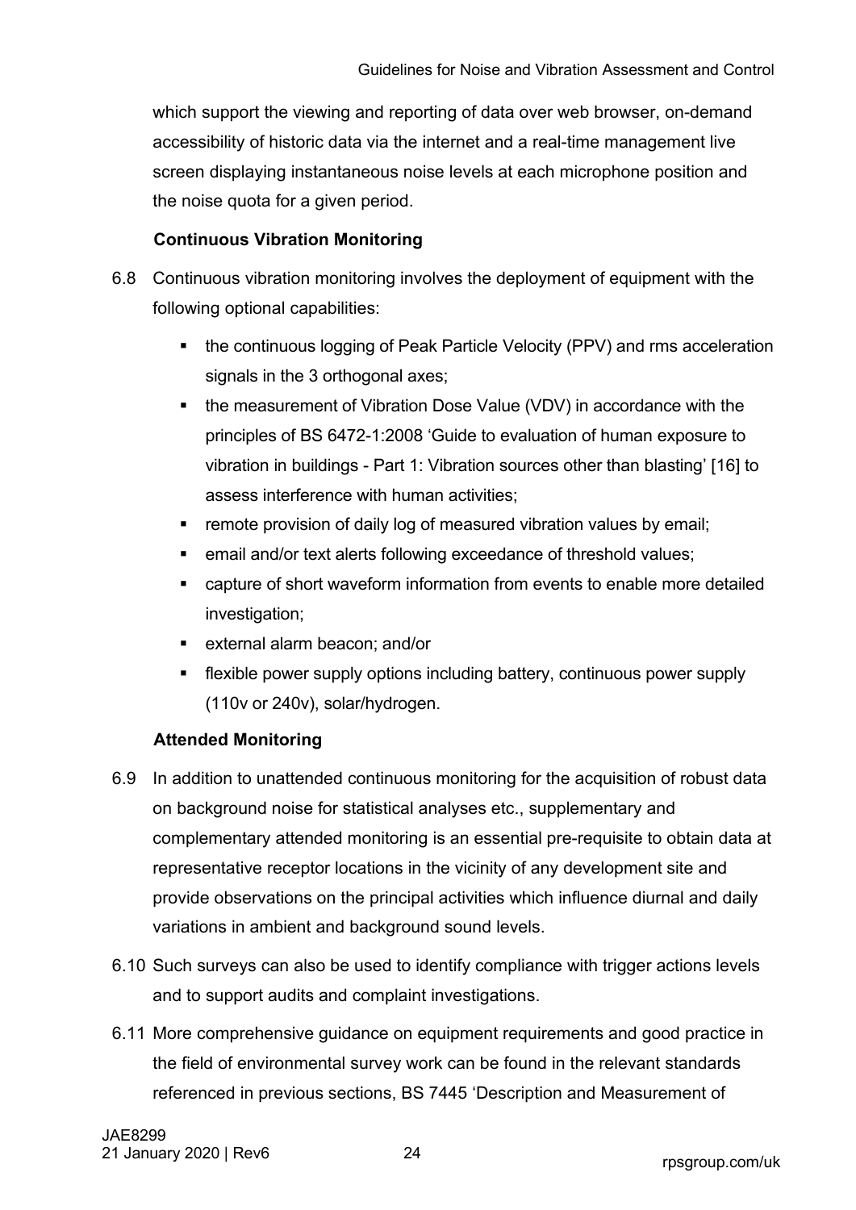which support the viewing and reporting of data over web browser, on-demand accessibility of historic data via the internet and a real-time management live screen displaying instantaneous noise levels at each microphone position and the noise quota for a given period.

**Continuous Vibration Monitoring**

6.8 Continuous vibration monitoring involves the deployment of equipment with the following optional capabilities:

- the continuous logging of Peak Particle Velocity (PPV) and rms acceleration signals in the 3 orthogonal axes;
- the measurement of Vibration Dose Value (VDV) in accordance with the principles of BS 6472-1:2008 'Guide to evaluation of human exposure to vibration in buildings - Part 1: Vibration sources other than blasting' [16] to assess interference with human activities;
- remote provision of daily log of measured vibration values by email;
- email and/or text alerts following exceedance of threshold values;
- capture of short waveform information from events to enable more detailed investigation;
- external alarm beacon; and/or
- flexible power supply options including battery, continuous power supply (110v or 240v), solar/hydrogen.

**Attended Monitoring**

6.9 In addition to unattended continuous monitoring for the acquisition of robust data on background noise for statistical analyses etc., supplementary and complementary attended monitoring is an essential pre-requisite to obtain data at representative receptor locations in the vicinity of any development site and provide observations on the principal activities which influence diurnal and daily variations in ambient and background sound levels.

6.10 Such surveys can also be used to identify compliance with trigger actions levels and to support audits and complaint investigations.

6.11 More comprehensive guidance on equipment requirements and good practice in the field of environmental survey work can be found in the relevant standards referenced in previous sections, BS 7445 'Description and Measurement of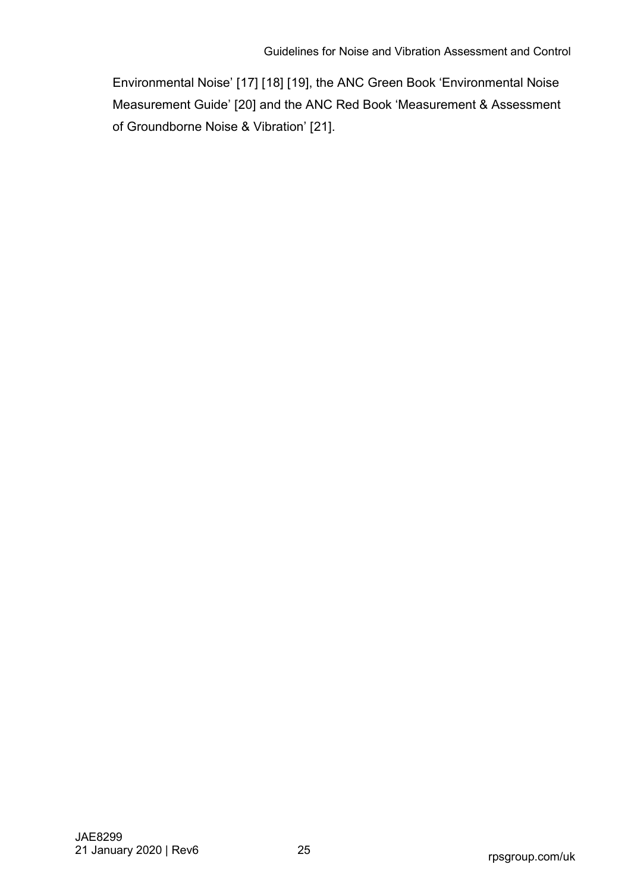Environmental Noise' [17] [18] [19], the ANC Green Book 'Environmental Noise Measurement Guide' [20] and the ANC Red Book 'Measurement & Assessment of Groundborne Noise & Vibration' [21].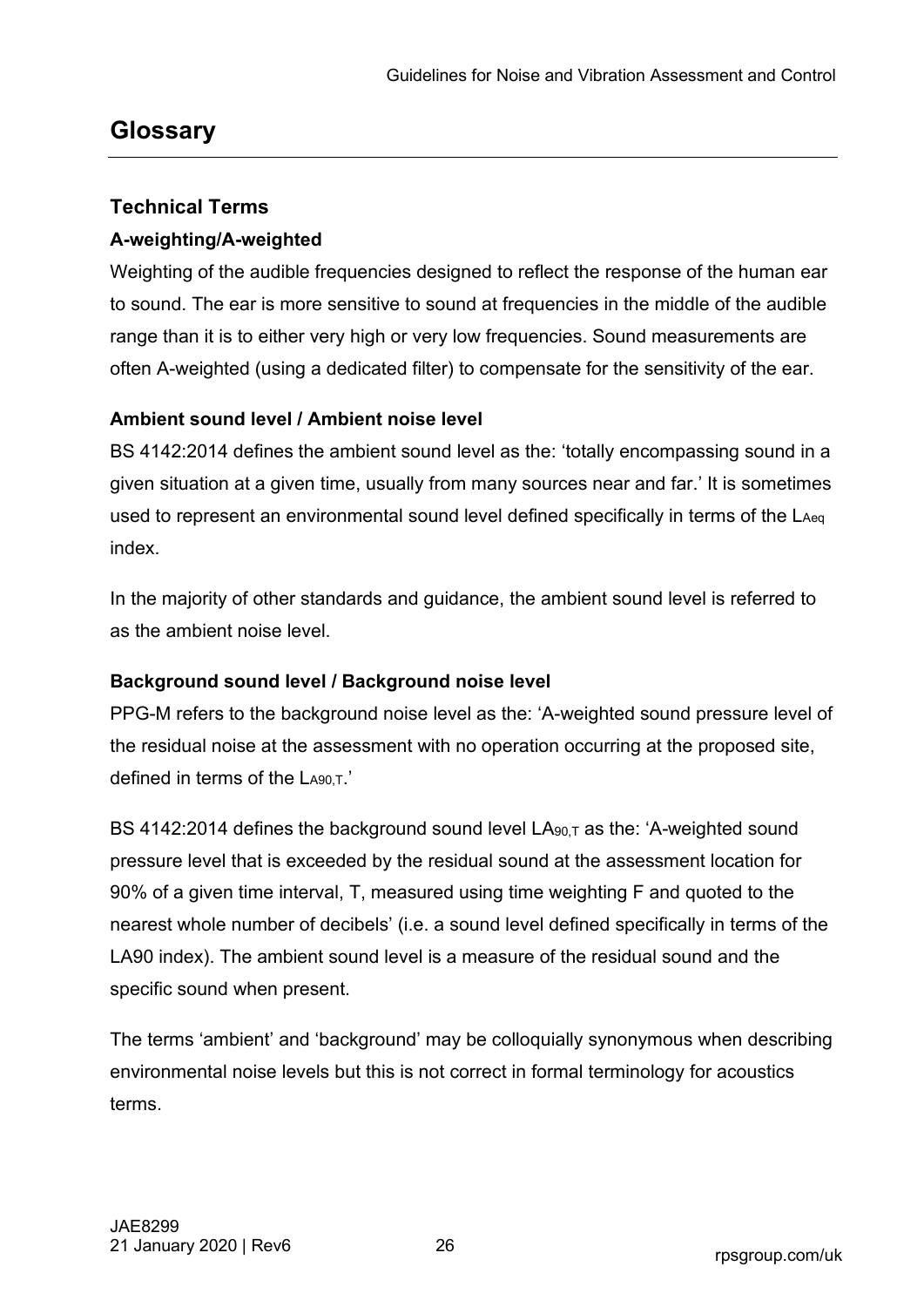# Glossary

## Technical Terms

### A-weighting/A-weighted

Weighting of the audible frequencies designed to reflect the response of the human ear to sound. The ear is more sensitive to sound at frequencies in the middle of the audible range than it is to either very high or very low frequencies. Sound measurements are often A-weighted (using a dedicated filter) to compensate for the sensitivity of the ear.

### Ambient sound level / Ambient noise level

BS 4142:2014 defines the ambient sound level as the: 'totally encompassing sound in a given situation at a given time, usually from many sources near and far.' It is sometimes used to represent an environmental sound level defined specifically in terms of the $L_{Aeq}$ index.

In the majority of other standards and guidance, the ambient sound level is referred to as the ambient noise level.

### Background sound level / Background noise level

PPG-M refers to the background noise level as the: 'A-weighted sound pressure level of the residual noise at the assessment with no operation occurring at the proposed site, defined in terms of the $L_{A90,T}$.'

BS 4142:2014 defines the background sound level $LA_{90,T}$ as the: 'A-weighted sound pressure level that is exceeded by the residual sound at the assessment location for 90% of a given time interval, T, measured using time weighting F and quoted to the nearest whole number of decibels' (i.e. a sound level defined specifically in terms of the LA90 index). The ambient sound level is a measure of the residual sound and the specific sound when present.

The terms 'ambient' and 'background' may be colloquially synonymous when describing environmental noise levels but this is not correct in formal terminology for acoustics terms.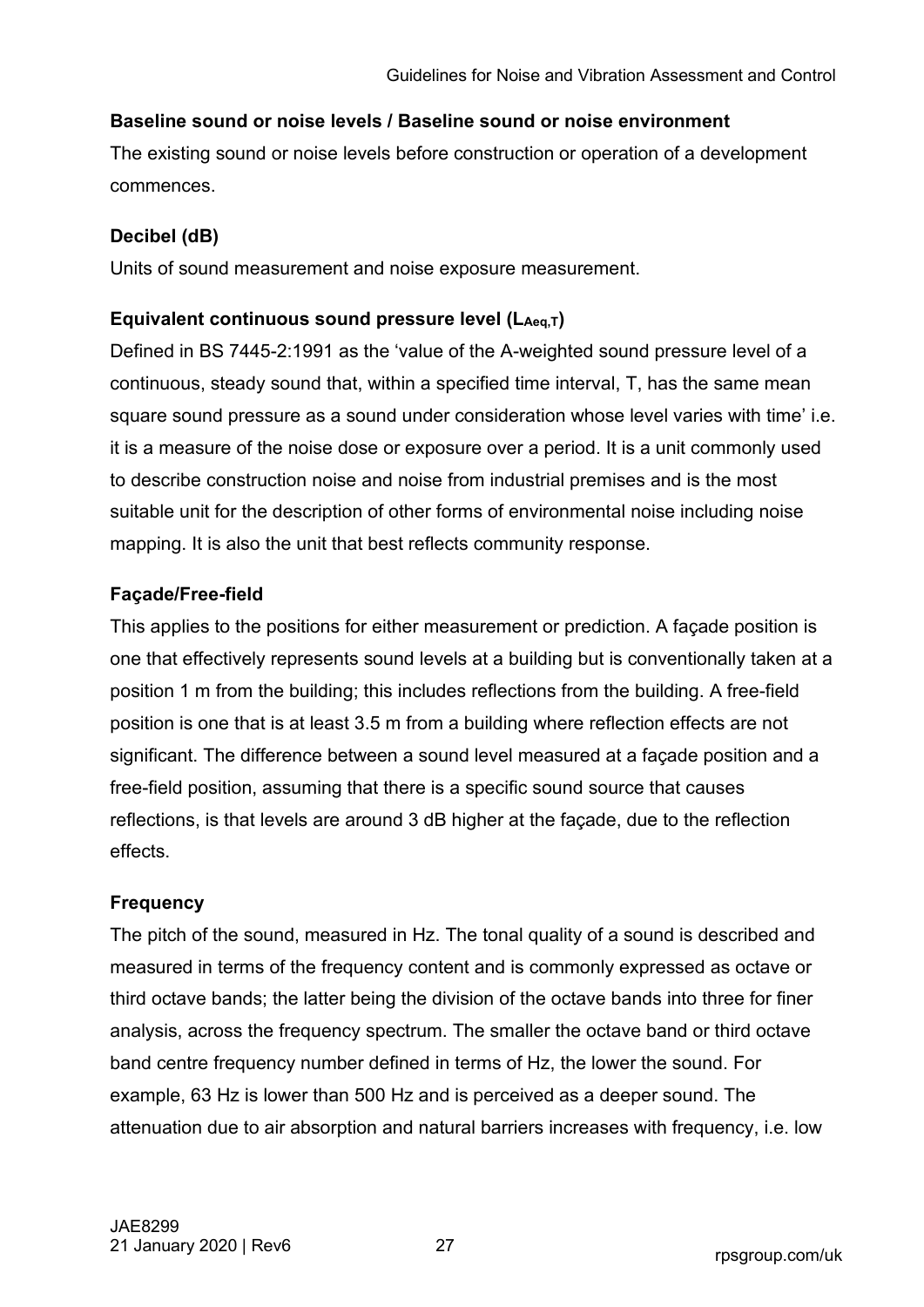**Baseline sound or noise levels / Baseline sound or noise environment**

The existing sound or noise levels before construction or operation of a development commences.

**Decibel (dB)**

Units of sound measurement and noise exposure measurement.

**Equivalent continuous sound pressure level ($L_{Aeq,T}$)**

Defined in BS 7445-2:1991 as the 'value of the A-weighted sound pressure level of a continuous, steady sound that, within a specified time interval, T, has the same mean square sound pressure as a sound under consideration whose level varies with time' i.e. it is a measure of the noise dose or exposure over a period. It is a unit commonly used to describe construction noise and noise from industrial premises and is the most suitable unit for the description of other forms of environmental noise including noise mapping. It is also the unit that best reflects community response.

**Façade/Free-field**

This applies to the positions for either measurement or prediction. A façade position is one that effectively represents sound levels at a building but is conventionally taken at a position 1 m from the building; this includes reflections from the building. A free-field position is one that is at least 3.5 m from a building where reflection effects are not significant. The difference between a sound level measured at a façade position and a free-field position, assuming that there is a specific sound source that causes reflections, is that levels are around 3 dB higher at the façade, due to the reflection effects.

**Frequency**

The pitch of the sound, measured in Hz. The tonal quality of a sound is described and measured in terms of the frequency content and is commonly expressed as octave or third octave bands; the latter being the division of the octave bands into three for finer analysis, across the frequency spectrum. The smaller the octave band or third octave band centre frequency number defined in terms of Hz, the lower the sound. For example, 63 Hz is lower than 500 Hz and is perceived as a deeper sound. The attenuation due to air absorption and natural barriers increases with frequency, i.e. low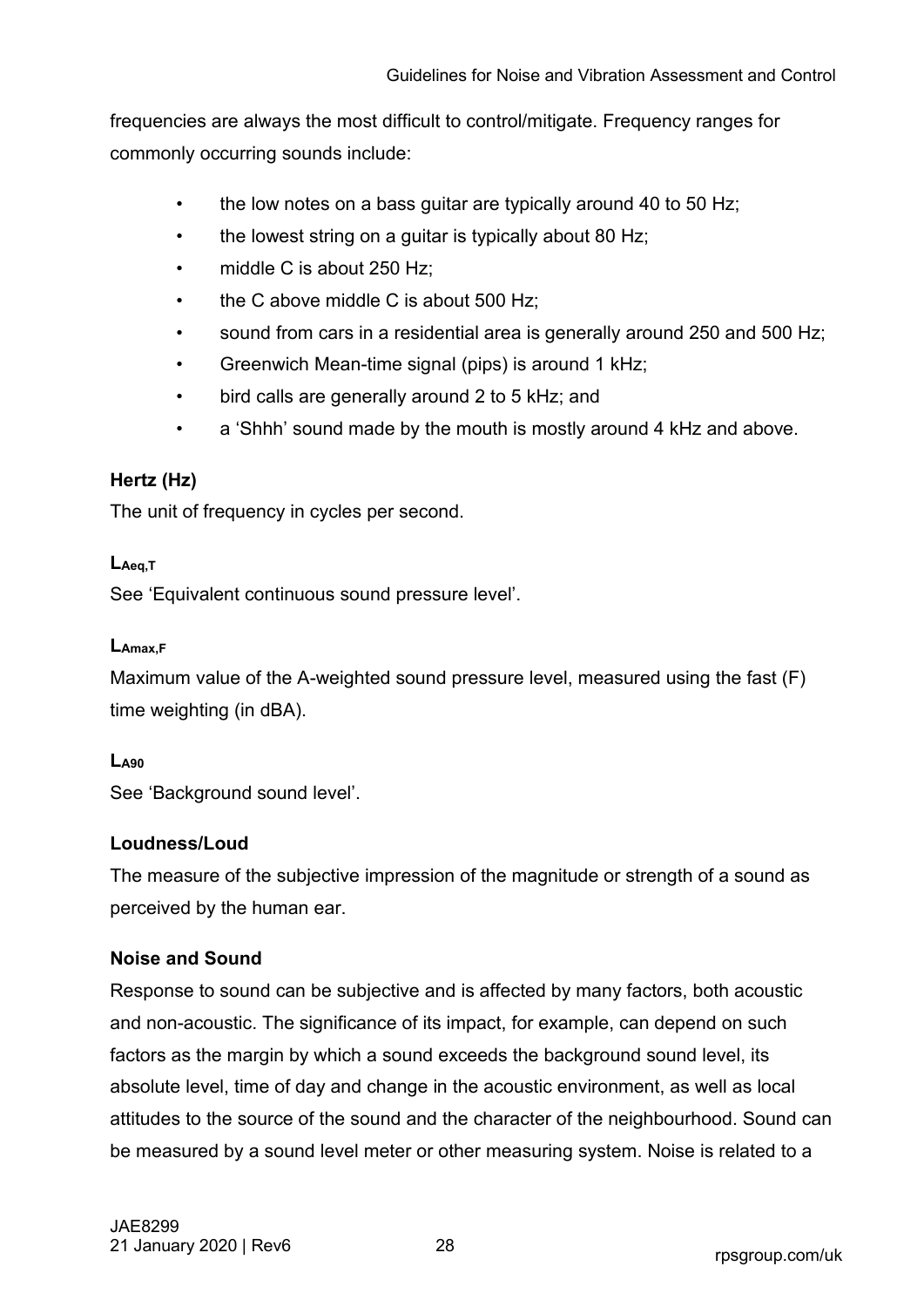frequencies are always the most difficult to control/mitigate. Frequency ranges for commonly occurring sounds include:

- the low notes on a bass guitar are typically around 40 to 50 Hz;
- the lowest string on a guitar is typically about 80 Hz;
- middle C is about 250 Hz;
- the C above middle C is about 500 Hz;
- sound from cars in a residential area is generally around 250 and 500 Hz;
- Greenwich Mean-time signal (pips) is around 1 kHz;
- bird calls are generally around 2 to 5 kHz; and
- a 'Shhh' sound made by the mouth is mostly around 4 kHz and above.

**Hertz (Hz)**

The unit of frequency in cycles per second.

**$L_{Aeq,T}$**

See 'Equivalent continuous sound pressure level'.

**$L_{Amax,F}$**

Maximum value of the A-weighted sound pressure level, measured using the fast (F) time weighting (in dBA).

**$L_{A90}$**

See 'Background sound level'.

**Loudness/Loud**

The measure of the subjective impression of the magnitude or strength of a sound as perceived by the human ear.

**Noise and Sound**

Response to sound can be subjective and is affected by many factors, both acoustic and non-acoustic. The significance of its impact, for example, can depend on such factors as the margin by which a sound exceeds the background sound level, its absolute level, time of day and change in the acoustic environment, as well as local attitudes to the source of the sound and the character of the neighbourhood. Sound can be measured by a sound level meter or other measuring system. Noise is related to a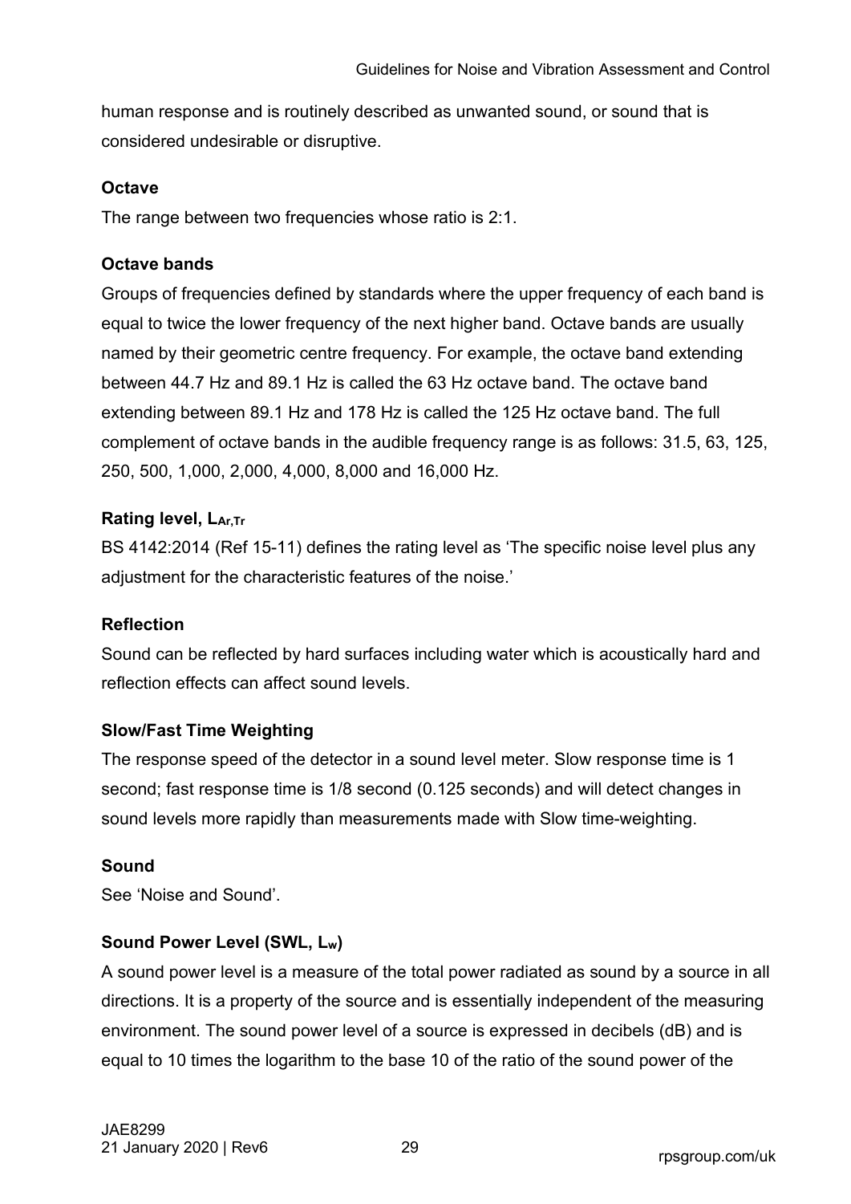human response and is routinely described as unwanted sound, or sound that is considered undesirable or disruptive.

**Octave**

The range between two frequencies whose ratio is 2:1.

**Octave bands**

Groups of frequencies defined by standards where the upper frequency of each band is equal to twice the lower frequency of the next higher band. Octave bands are usually named by their geometric centre frequency. For example, the octave band extending between 44.7 Hz and 89.1 Hz is called the 63 Hz octave band. The octave band extending between 89.1 Hz and 178 Hz is called the 125 Hz octave band. The full complement of octave bands in the audible frequency range is as follows: 31.5, 63, 125, 250, 500, 1,000, 2,000, 4,000, 8,000 and 16,000 Hz.

**Rating level, $L_{Ar,Tr}$**

BS 4142:2014 (Ref 15-11) defines the rating level as 'The specific noise level plus any adjustment for the characteristic features of the noise.'

**Reflection**

Sound can be reflected by hard surfaces including water which is acoustically hard and reflection effects can affect sound levels.

**Slow/Fast Time Weighting**

The response speed of the detector in a sound level meter. Slow response time is 1 second; fast response time is 1/8 second (0.125 seconds) and will detect changes in sound levels more rapidly than measurements made with Slow time-weighting.

**Sound**

See 'Noise and Sound'.

**Sound Power Level (SWL, $L_w$)**

A sound power level is a measure of the total power radiated as sound by a source in all directions. It is a property of the source and is essentially independent of the measuring environment. The sound power level of a source is expressed in decibels (dB) and is equal to 10 times the logarithm to the base 10 of the ratio of the sound power of the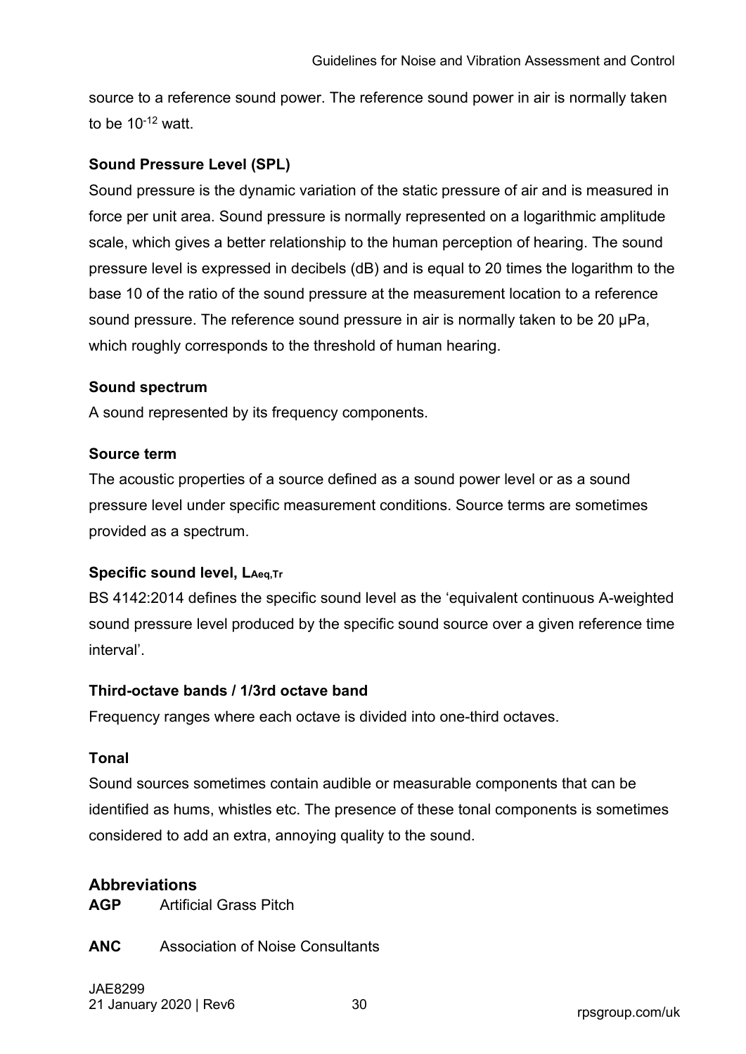source to a reference sound power. The reference sound power in air is normally taken to be $10^{-12}$ watt.

**Sound Pressure Level (SPL)**

Sound pressure is the dynamic variation of the static pressure of air and is measured in force per unit area. Sound pressure is normally represented on a logarithmic amplitude scale, which gives a better relationship to the human perception of hearing. The sound pressure level is expressed in decibels (dB) and is equal to 20 times the logarithm to the base 10 of the ratio of the sound pressure at the measurement location to a reference sound pressure. The reference sound pressure in air is normally taken to be 20 μPa, which roughly corresponds to the threshold of human hearing.

**Sound spectrum**

A sound represented by its frequency components.

**Source term**

The acoustic properties of a source defined as a sound power level or as a sound pressure level under specific measurement conditions. Source terms are sometimes provided as a spectrum.

**Specific sound level, $L_{Aeq,Tr}$**

BS 4142:2014 defines the specific sound level as the 'equivalent continuous A-weighted sound pressure level produced by the specific sound source over a given reference time interval'.

**Third-octave bands / 1/3rd octave band**

Frequency ranges where each octave is divided into one-third octaves.

**Tonal**

Sound sources sometimes contain audible or measurable components that can be identified as hums, whistles etc. The presence of these tonal components is sometimes considered to add an extra, annoying quality to the sound.

## Abbreviations

**AGP** Artificial Grass Pitch

**ANC** Association of Noise Consultants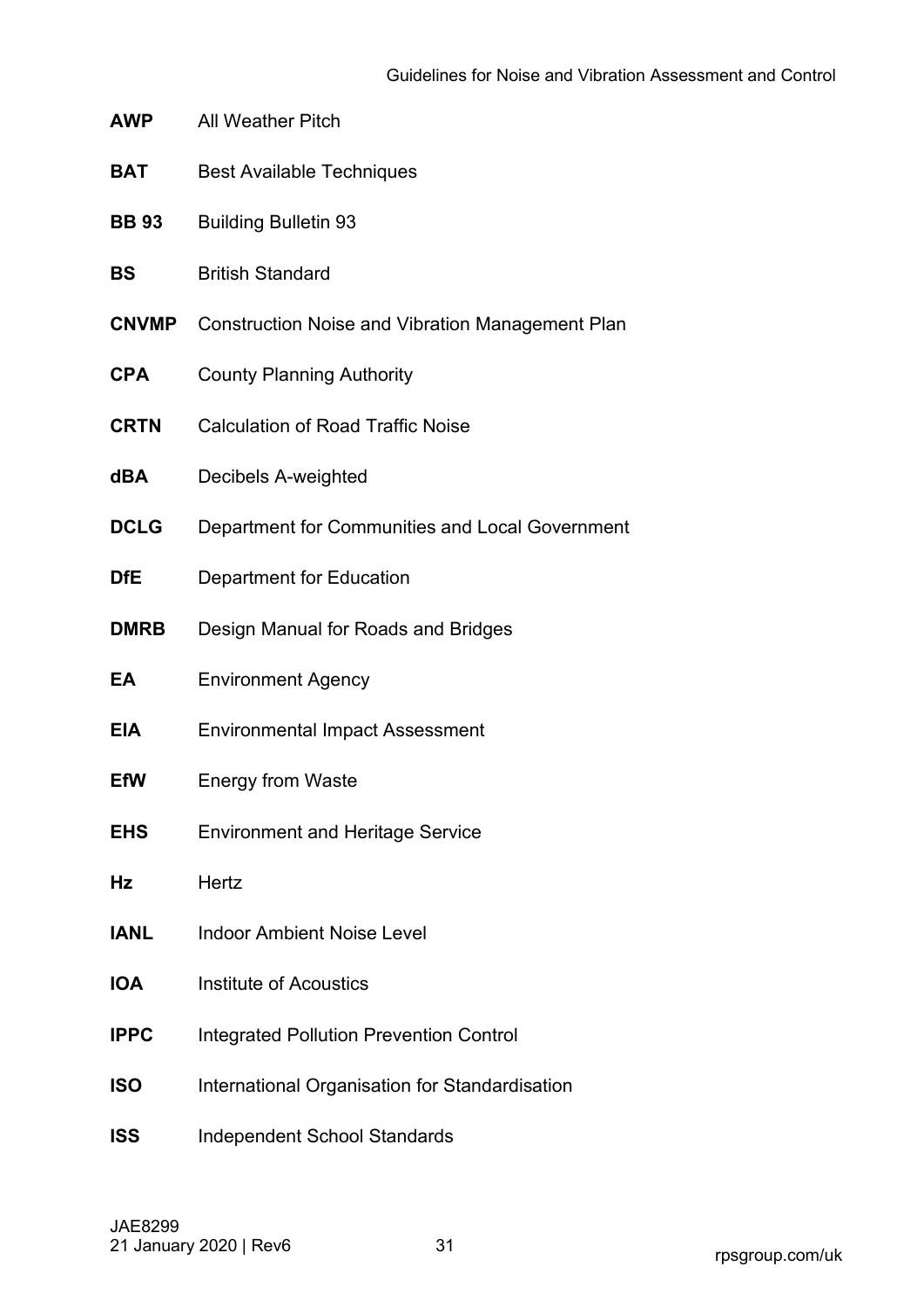**AWP** All Weather Pitch

**BAT** Best Available Techniques

**BB 93** Building Bulletin 93

**BS** British Standard

**CNVMP** Construction Noise and Vibration Management Plan

**CPA** County Planning Authority

**CRTN** Calculation of Road Traffic Noise

**dBA** Decibels A-weighted

**DCLG** Department for Communities and Local Government

**DfE** Department for Education

**DMRB** Design Manual for Roads and Bridges

**EA** Environment Agency

**EIA** Environmental Impact Assessment

**EfW** Energy from Waste

**EHS** Environment and Heritage Service

**Hz** Hertz

**IANL** Indoor Ambient Noise Level

**IOA** Institute of Acoustics

**IPPC** Integrated Pollution Prevention Control

**ISO** International Organisation for Standardisation

**ISS** Independent School Standards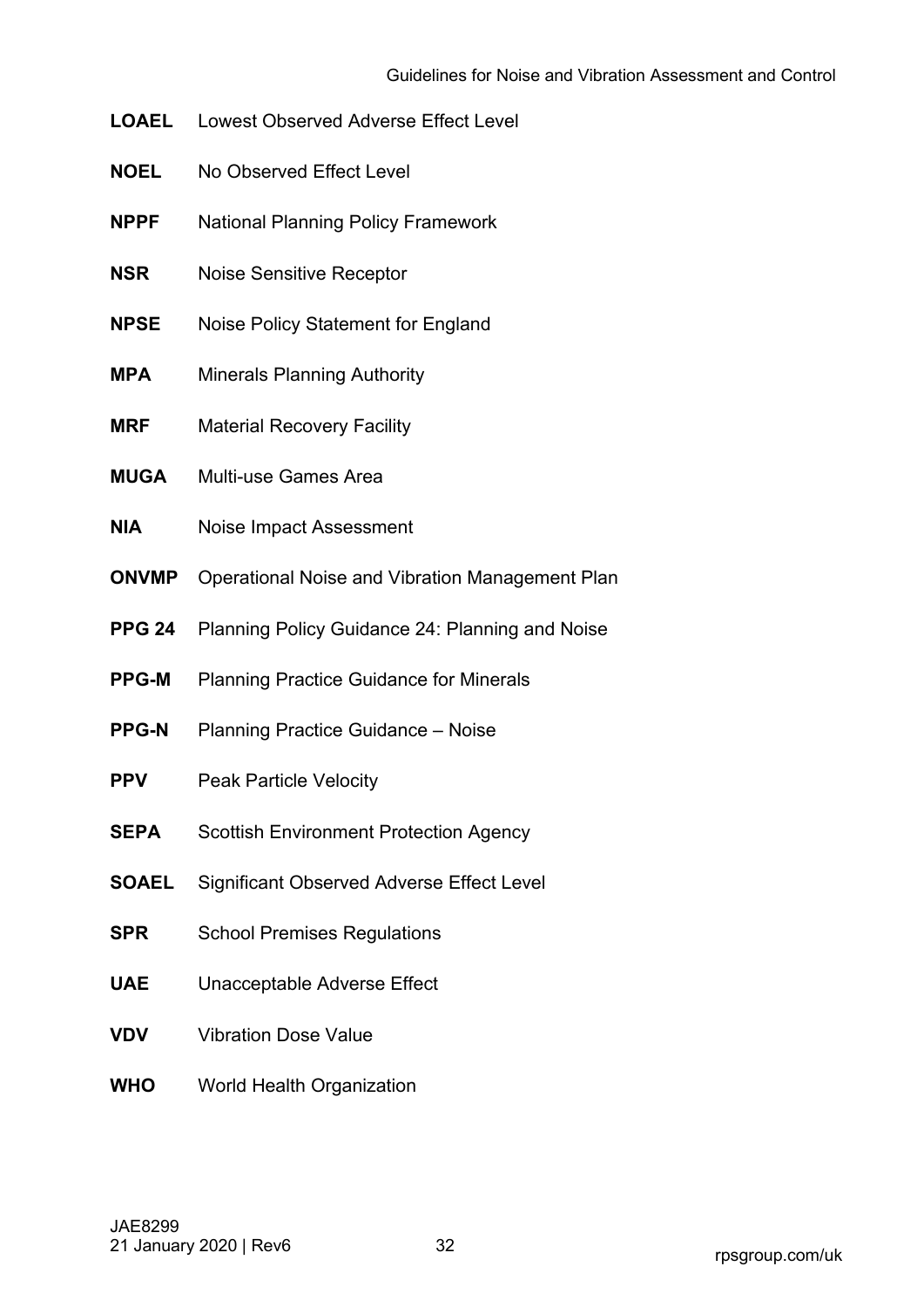**LOAEL** Lowest Observed Adverse Effect Level

**NOEL** No Observed Effect Level

**NPPF** National Planning Policy Framework

**NSR** Noise Sensitive Receptor

**NPSE** Noise Policy Statement for England

**MPA** Minerals Planning Authority

**MRF** Material Recovery Facility

**MUGA** Multi-use Games Area

**NIA** Noise Impact Assessment

**ONVMP** Operational Noise and Vibration Management Plan

**PPG 24** Planning Policy Guidance 24: Planning and Noise

**PPG-M** Planning Practice Guidance for Minerals

**PPG-N** Planning Practice Guidance – Noise

**PPV** Peak Particle Velocity

**SEPA** Scottish Environment Protection Agency

**SOAEL** Significant Observed Adverse Effect Level

**SPR** School Premises Regulations

**UAE** Unacceptable Adverse Effect

**VDV** Vibration Dose Value

**WHO** World Health Organization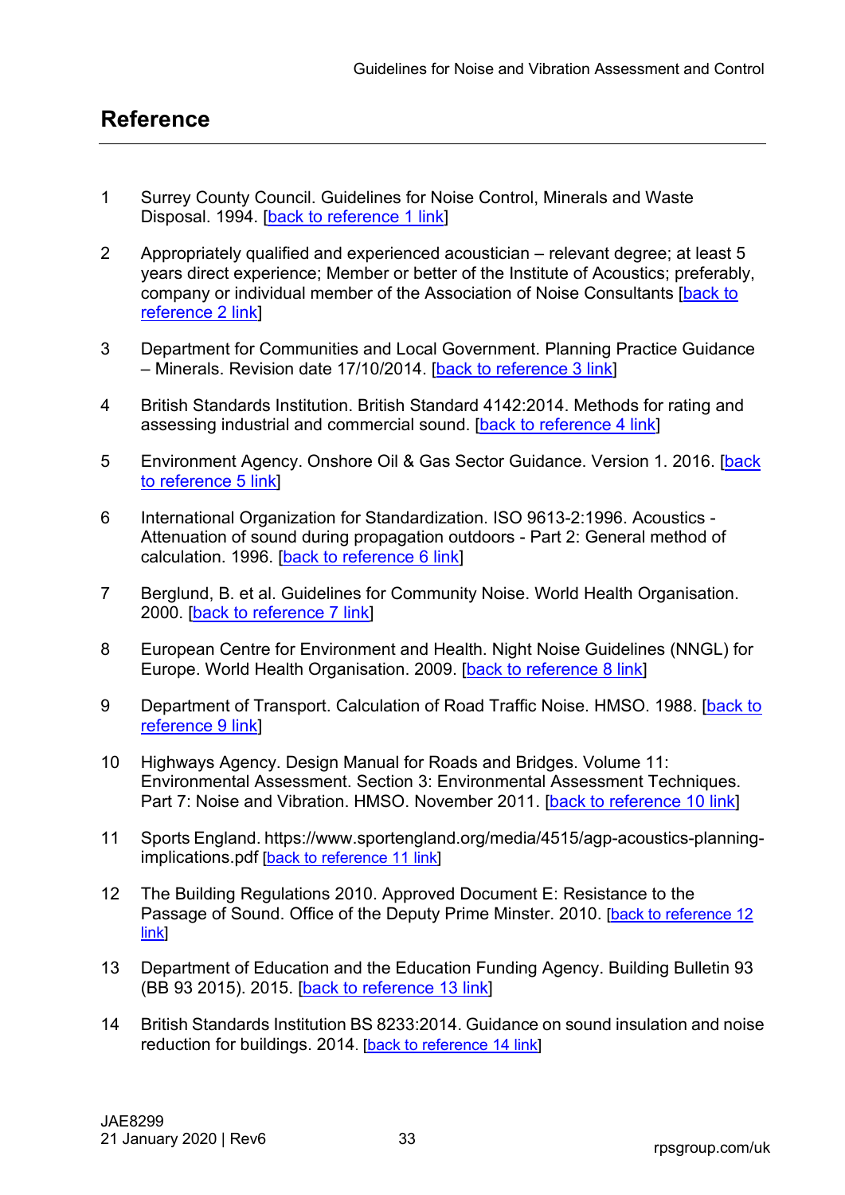## Reference

1. Surrey County Council. Guidelines for Noise Control, Minerals and Waste Disposal. 1994. [back to reference 1 link]

2. Appropriately qualified and experienced acoustician – relevant degree; at least 5 years direct experience; Member or better of the Institute of Acoustics; preferably, company or individual member of the Association of Noise Consultants [back to reference 2 link]

3. Department for Communities and Local Government. Planning Practice Guidance – Minerals. Revision date 17/10/2014. [back to reference 3 link]

4. British Standards Institution. British Standard 4142:2014. Methods for rating and assessing industrial and commercial sound. [back to reference 4 link]

5. Environment Agency. Onshore Oil & Gas Sector Guidance. Version 1. 2016. [back to reference 5 link]

6. International Organization for Standardization. ISO 9613-2:1996. Acoustics - Attenuation of sound during propagation outdoors - Part 2: General method of calculation. 1996. [back to reference 6 link]

7. Berglund, B. et al. Guidelines for Community Noise. World Health Organisation. 2000. [back to reference 7 link]

8. European Centre for Environment and Health. Night Noise Guidelines (NNGL) for Europe. World Health Organisation. 2009. [back to reference 8 link]

9. Department of Transport. Calculation of Road Traffic Noise. HMSO. 1988. [back to reference 9 link]

10. Highways Agency. Design Manual for Roads and Bridges. Volume 11: Environmental Assessment. Section 3: Environmental Assessment Techniques. Part 7: Noise and Vibration. HMSO. November 2011. [back to reference 10 link]

11. Sports England. https://www.sportengland.org/media/4515/agp-acoustics-planning-implications.pdf [back to reference 11 link]

12. The Building Regulations 2010. Approved Document E: Resistance to the Passage of Sound. Office of the Deputy Prime Minster. 2010. [back to reference 12 link]

13. Department of Education and the Education Funding Agency. Building Bulletin 93 (BB 93 2015). 2015. [back to reference 13 link]

14. British Standards Institution BS 8233:2014. Guidance on sound insulation and noise reduction for buildings. 2014. [back to reference 14 link]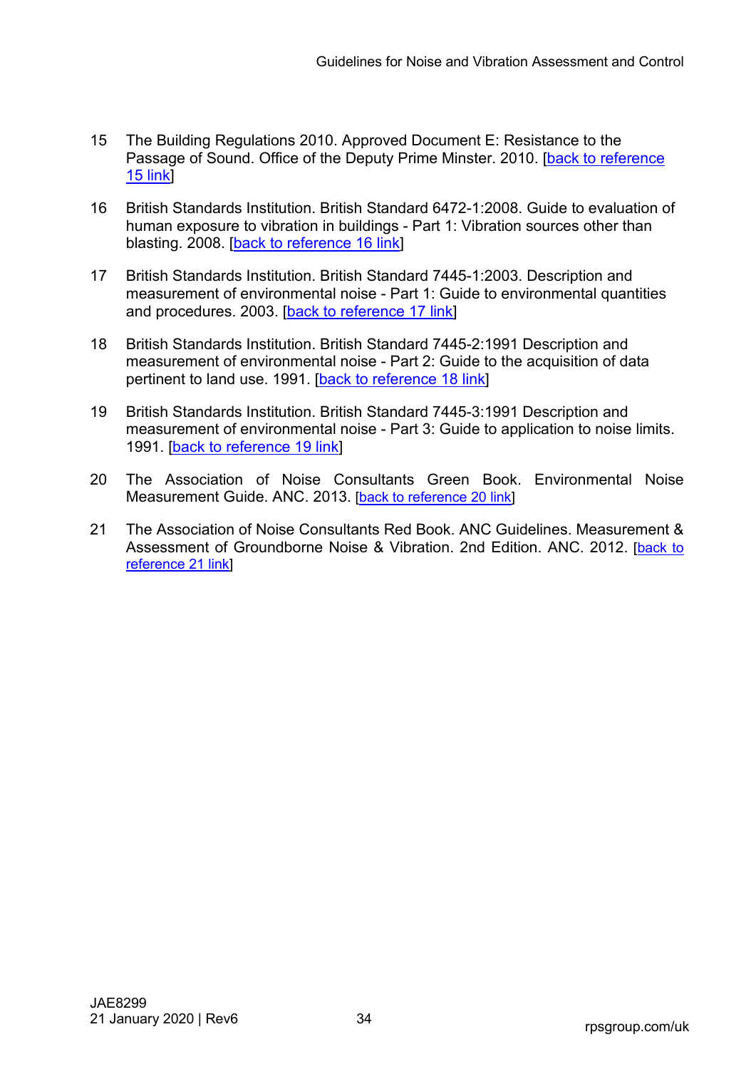15 The Building Regulations 2010. Approved Document E: Resistance to the Passage of Sound. Office of the Deputy Prime Minster. 2010. [back to reference 15 link]

16 British Standards Institution. British Standard 6472-1:2008. Guide to evaluation of human exposure to vibration in buildings - Part 1: Vibration sources other than blasting. 2008. [back to reference 16 link]

17 British Standards Institution. British Standard 7445-1:2003. Description and measurement of environmental noise - Part 1: Guide to environmental quantities and procedures. 2003. [back to reference 17 link]

18 British Standards Institution. British Standard 7445-2:1991 Description and measurement of environmental noise - Part 2: Guide to the acquisition of data pertinent to land use. 1991. [back to reference 18 link]

19 British Standards Institution. British Standard 7445-3:1991 Description and measurement of environmental noise - Part 3: Guide to application to noise limits. 1991. [back to reference 19 link]

20 The Association of Noise Consultants Green Book. Environmental Noise Measurement Guide. ANC. 2013. [back to reference 20 link]

21 The Association of Noise Consultants Red Book. ANC Guidelines. Measurement & Assessment of Groundborne Noise & Vibration. 2nd Edition. ANC. 2012. [back to reference 21 link]